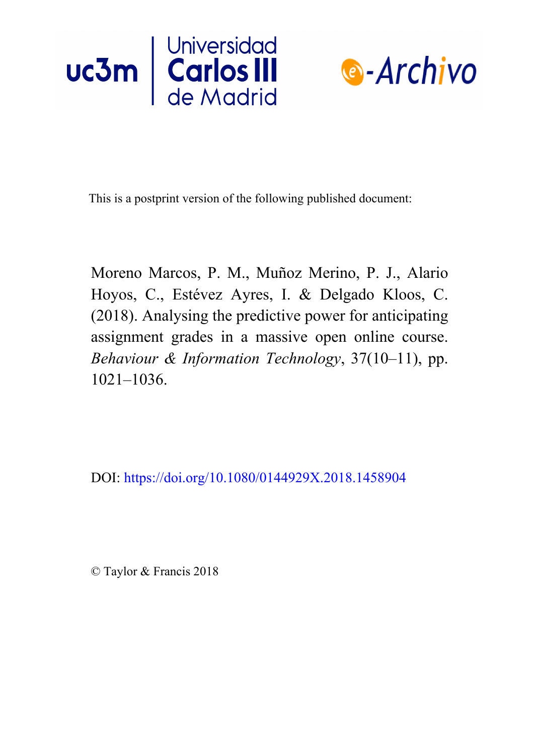This is a postprint version of the following published document:

Moreno Marcos, P. M., Muñoz Merino, P. J., Alario Hoyos, C., Estévez Ayres, I. & Delgado Kloos, C. (2018). Analysing the predictive power for anticipating assignment grades in a massive open online course. *Behaviour & Information Technology*, 37(10–11), pp. 1021–1036.

DOI: https://doi.org/10.1080/0144929X.2018.1458904

© Taylor & Francis 2018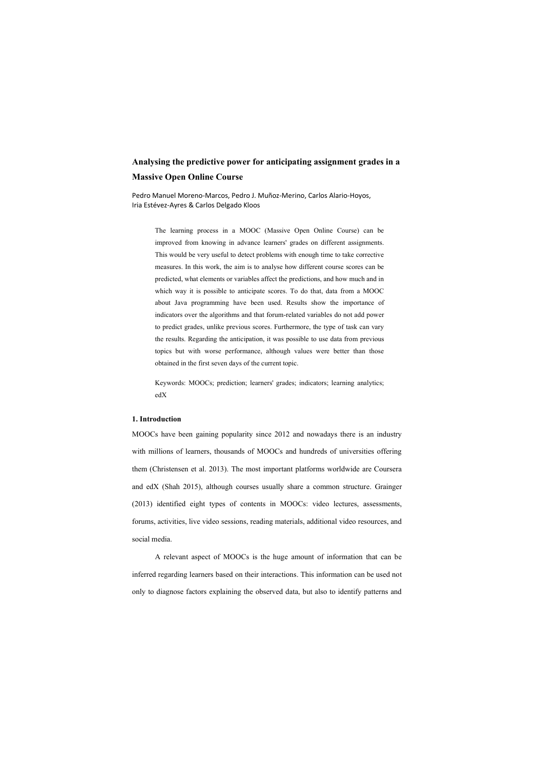# Analysing the predictive power for anticipating assignment grades in a Massive Open Online Course

Pedro Manuel Moreno-Marcos, Pedro J. Muñoz-Merino, Carlos Alario-Hoyos, Iria Estévez-Ayres & Carlos Delgado Kloos

The learning process in a MOOC (Massive Open Online Course) can be improved from knowing in advance learners' grades on different assignments. This would be very useful to detect problems with enough time to take corrective measures. In this work, the aim is to analyse how different course scores can be predicted, what elements or variables affect the predictions, and how much and in which way it is possible to anticipate scores. To do that, data from a MOOC about Java programming have been used. Results show the importance of indicators over the algorithms and that forum-related variables do not add power to predict grades, unlike previous scores. Furthermore, the type of task can vary the results. Regarding the anticipation, it was possible to use data from previous topics but with worse performance, although values were better than those obtained in the first seven days of the current topic.

Keywords: MOOCs; prediction; learners' grades; indicators; learning analytics; edX

## 1. Introduction

MOOCs have been gaining popularity since 2012 and nowadays there is an industry with millions of learners, thousands of MOOCs and hundreds of universities offering them (Christensen et al. 2013). The most important platforms worldwide are Coursera and edX (Shah 2015), although courses usually share a common structure. Grainger (2013) identified eight types of contents in MOOCs: video lectures, assessments, forums, activities, live video sessions, reading materials, additional video resources, and social media.

A relevant aspect of MOOCs is the huge amount of information that can be inferred regarding learners based on their interactions. This information can be used not only to diagnose factors explaining the observed data, but also to identify patterns and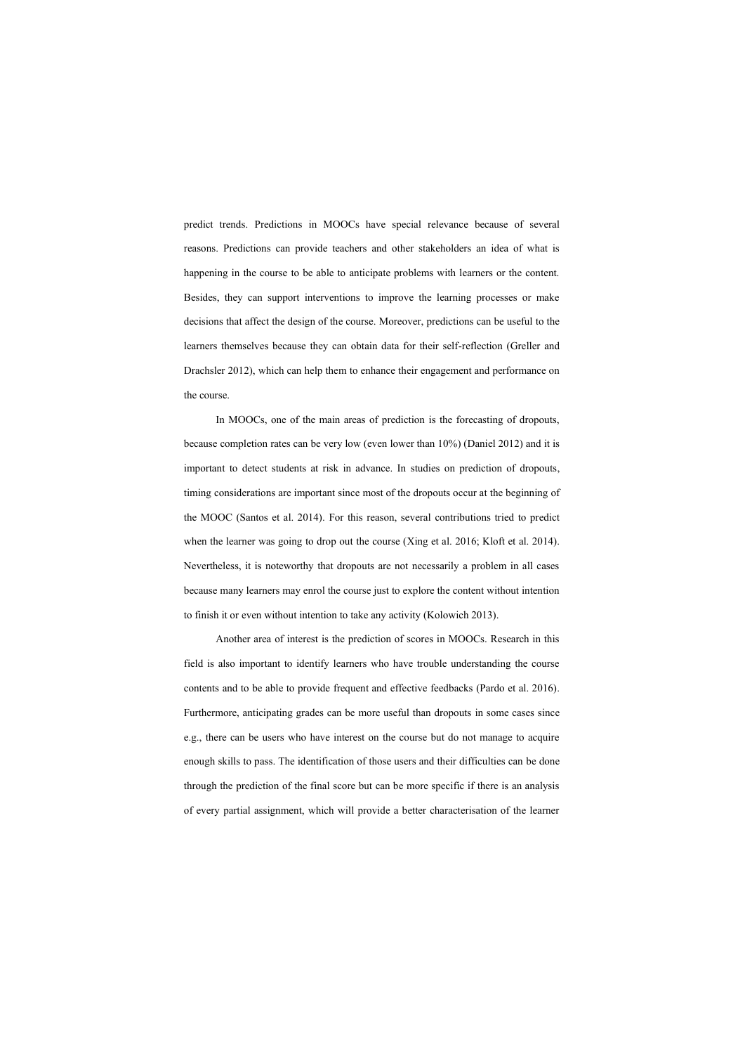predict trends. Predictions in MOOCs have special relevance because of several reasons. Predictions can provide teachers and other stakeholders an idea of what is happening in the course to be able to anticipate problems with learners or the content. Besides, they can support interventions to improve the learning processes or make decisions that affect the design of the course. Moreover, predictions can be useful to the learners themselves because they can obtain data for their self-reflection (Greller and Drachsler 2012), which can help them to enhance their engagement and performance on the course.

In MOOCs, one of the main areas of prediction is the forecasting of dropouts, because completion rates can be very low (even lower than 10%) (Daniel 2012) and it is important to detect students at risk in advance. In studies on prediction of dropouts, timing considerations are important since most of the dropouts occur at the beginning of the MOOC (Santos et al. 2014). For this reason, several contributions tried to predict when the learner was going to drop out the course (Xing et al. 2016; Kloft et al. 2014). Nevertheless, it is noteworthy that dropouts are not necessarily a problem in all cases because many learners may enrol the course just to explore the content without intention to finish it or even without intention to take any activity (Kolowich 2013).

Another area of interest is the prediction of scores in MOOCs. Research in this field is also important to identify learners who have trouble understanding the course contents and to be able to provide frequent and effective feedbacks (Pardo et al. 2016). Furthermore, anticipating grades can be more useful than dropouts in some cases since e.g., there can be users who have interest on the course but do not manage to acquire enough skills to pass. The identification of those users and their difficulties can be done through the prediction of the final score but can be more specific if there is an analysis of every partial assignment, which will provide a better characterisation of the learner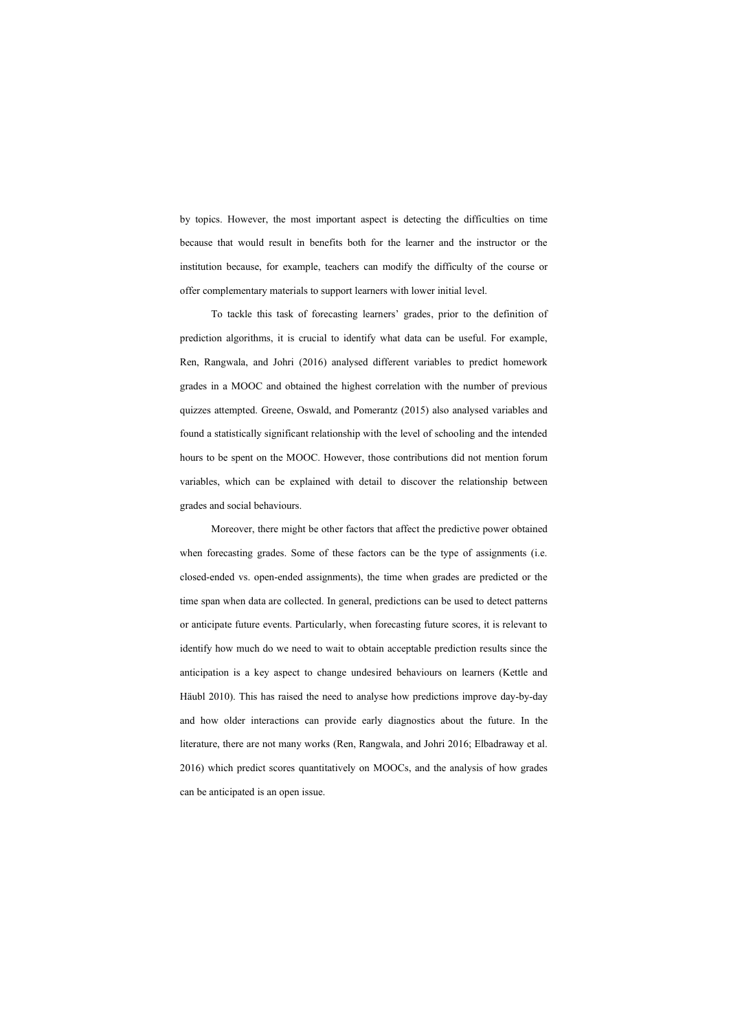by topics. However, the most important aspect is detecting the difficulties on time because that would result in benefits both for the learner and the instructor or the institution because, for example, teachers can modify the difficulty of the course or offer complementary materials to support learners with lower initial level.

To tackle this task of forecasting learners' grades, prior to the definition of prediction algorithms, it is crucial to identify what data can be useful. For example, Ren, Rangwala, and Johri (2016) analysed different variables to predict homework grades in a MOOC and obtained the highest correlation with the number of previous quizzes attempted. Greene, Oswald, and Pomerantz (2015) also analysed variables and found a statistically significant relationship with the level of schooling and the intended hours to be spent on the MOOC. However, those contributions did not mention forum variables, which can be explained with detail to discover the relationship between grades and social behaviours.

Moreover, there might be other factors that affect the predictive power obtained when forecasting grades. Some of these factors can be the type of assignments (i.e. closed-ended vs. open-ended assignments), the time when grades are predicted or the time span when data are collected. In general, predictions can be used to detect patterns or anticipate future events. Particularly, when forecasting future scores, it is relevant to identify how much do we need to wait to obtain acceptable prediction results since the anticipation is a key aspect to change undesired behaviours on learners (Kettle and Häubl 2010). This has raised the need to analyse how predictions improve day-by-day and how older interactions can provide early diagnostics about the future. In the literature, there are not many works (Ren, Rangwala, and Johri 2016; Elbadraway et al. 2016) which predict scores quantitatively on MOOCs, and the analysis of how grades can be anticipated is an open issue.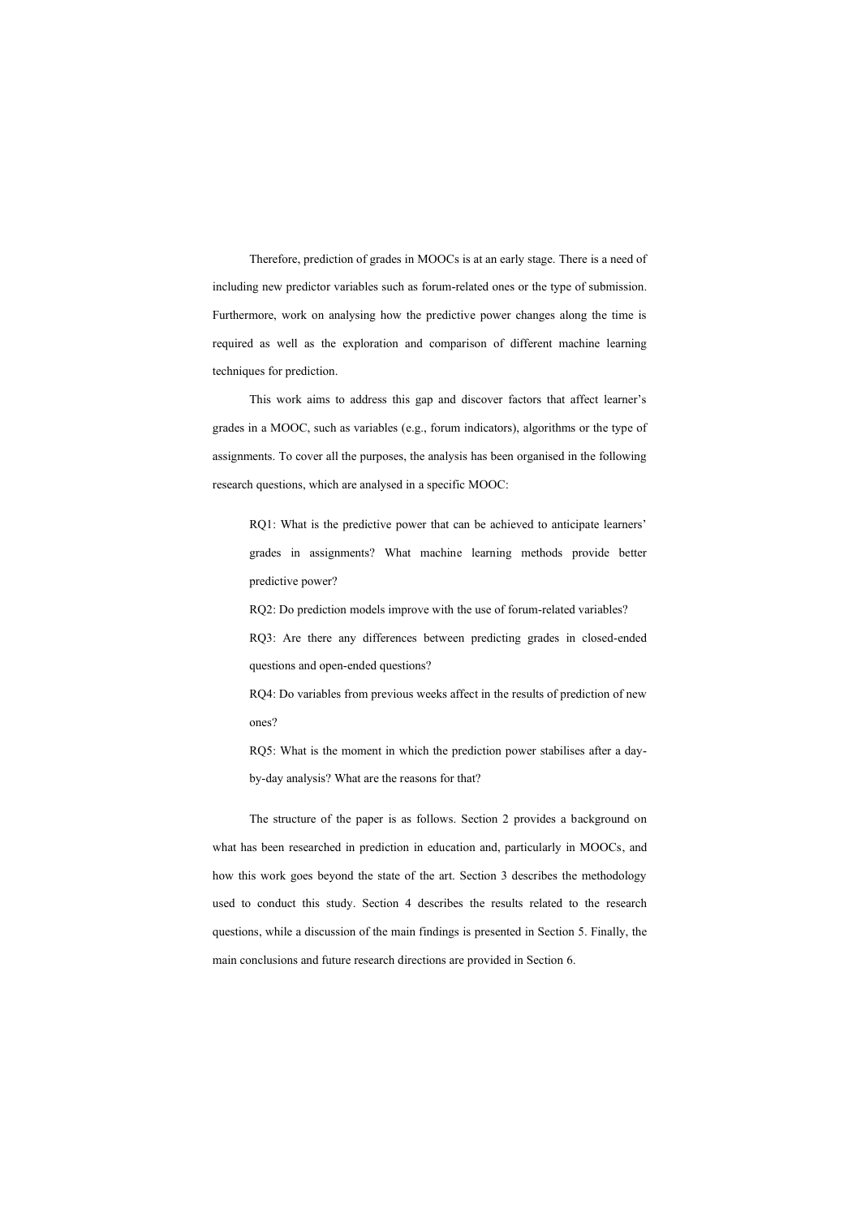Therefore, prediction of grades in MOOCs is at an early stage. There is a need of including new predictor variables such as forum-related ones or the type of submission. Furthermore, work on analysing how the predictive power changes along the time is required as well as the exploration and comparison of different machine learning techniques for prediction.

This work aims to address this gap and discover factors that affect learner's grades in a MOOC, such as variables (e.g., forum indicators), algorithms or the type of assignments. To cover all the purposes, the analysis has been organised in the following research questions, which are analysed in a specific MOOC:

> RQ1: What is the predictive power that can be achieved to anticipate learners' grades in assignments? What machine learning methods provide better predictive power?
>
> RQ2: Do prediction models improve with the use of forum-related variables?
>
> RQ3: Are there any differences between predicting grades in closed-ended questions and open-ended questions?
>
> RQ4: Do variables from previous weeks affect in the results of prediction of new ones?
>
> RQ5: What is the moment in which the prediction power stabilises after a day-by-day analysis? What are the reasons for that?

The structure of the paper is as follows. Section 2 provides a background on what has been researched in prediction in education and, particularly in MOOCs, and how this work goes beyond the state of the art. Section 3 describes the methodology used to conduct this study. Section 4 describes the results related to the research questions, while a discussion of the main findings is presented in Section 5. Finally, the main conclusions and future research directions are provided in Section 6.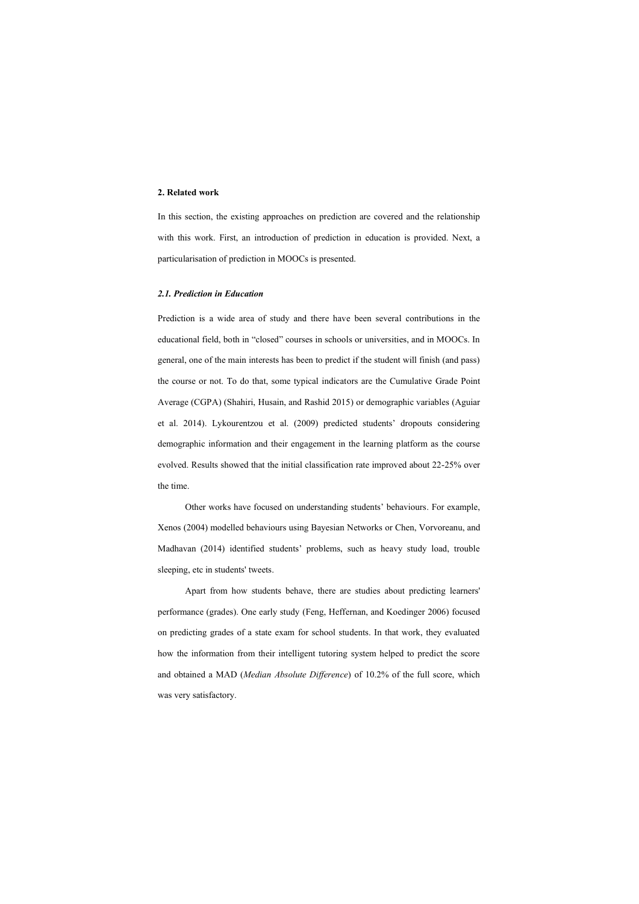## 2. Related work

In this section, the existing approaches on prediction are covered and the relationship with this work. First, an introduction of prediction in education is provided. Next, a particularisation of prediction in MOOCs is presented.

### *2.1. Prediction in Education*

Prediction is a wide area of study and there have been several contributions in the educational field, both in "closed" courses in schools or universities, and in MOOCs. In general, one of the main interests has been to predict if the student will finish (and pass) the course or not. To do that, some typical indicators are the Cumulative Grade Point Average (CGPA) (Shahiri, Husain, and Rashid 2015) or demographic variables (Aguiar et al. 2014). Lykourentzou et al. (2009) predicted students' dropouts considering demographic information and their engagement in the learning platform as the course evolved. Results showed that the initial classification rate improved about 22-25% over the time.

Other works have focused on understanding students' behaviours. For example, Xenos (2004) modelled behaviours using Bayesian Networks or Chen, Vorvoreanu, and Madhavan (2014) identified students' problems, such as heavy study load, trouble sleeping, etc in students' tweets.

Apart from how students behave, there are studies about predicting learners' performance (grades). One early study (Feng, Heffernan, and Koedinger 2006) focused on predicting grades of a state exam for school students. In that work, they evaluated how the information from their intelligent tutoring system helped to predict the score and obtained a MAD (*Median Absolute Difference*) of 10.2% of the full score, which was very satisfactory.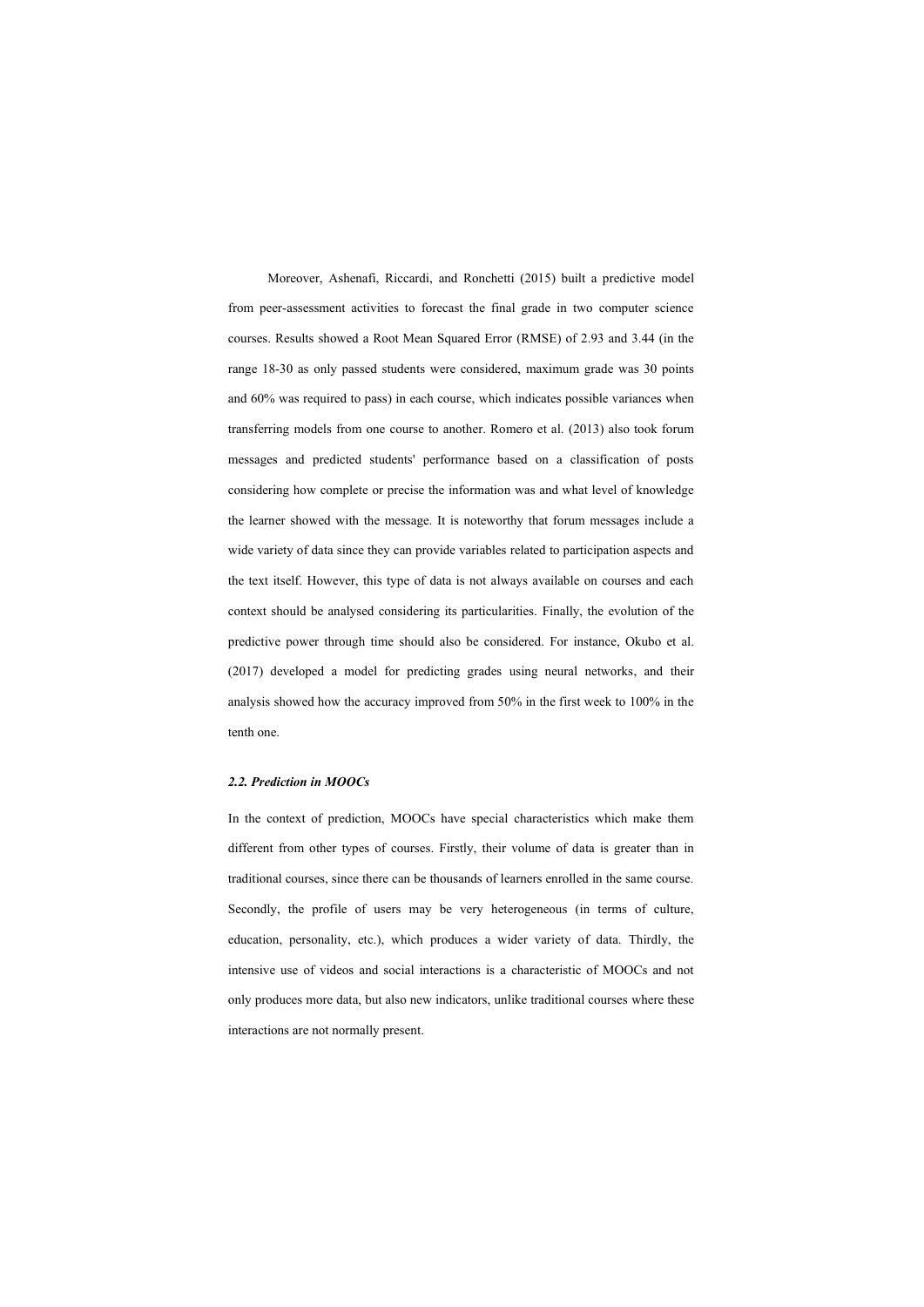Moreover, Ashenafi, Riccardi, and Ronchetti (2015) built a predictive model from peer-assessment activities to forecast the final grade in two computer science courses. Results showed a Root Mean Squared Error (RMSE) of 2.93 and 3.44 (in the range 18-30 as only passed students were considered, maximum grade was 30 points and 60% was required to pass) in each course, which indicates possible variances when transferring models from one course to another. Romero et al. (2013) also took forum messages and predicted students' performance based on a classification of posts considering how complete or precise the information was and what level of knowledge the learner showed with the message. It is noteworthy that forum messages include a wide variety of data since they can provide variables related to participation aspects and the text itself. However, this type of data is not always available on courses and each context should be analysed considering its particularities. Finally, the evolution of the predictive power through time should also be considered. For instance, Okubo et al. (2017) developed a model for predicting grades using neural networks, and their analysis showed how the accuracy improved from 50% in the first week to 100% in the tenth one.

### *2.2. Prediction in MOOCs*

In the context of prediction, MOOCs have special characteristics which make them different from other types of courses. Firstly, their volume of data is greater than in traditional courses, since there can be thousands of learners enrolled in the same course. Secondly, the profile of users may be very heterogeneous (in terms of culture, education, personality, etc.), which produces a wider variety of data. Thirdly, the intensive use of videos and social interactions is a characteristic of MOOCs and not only produces more data, but also new indicators, unlike traditional courses where these interactions are not normally present.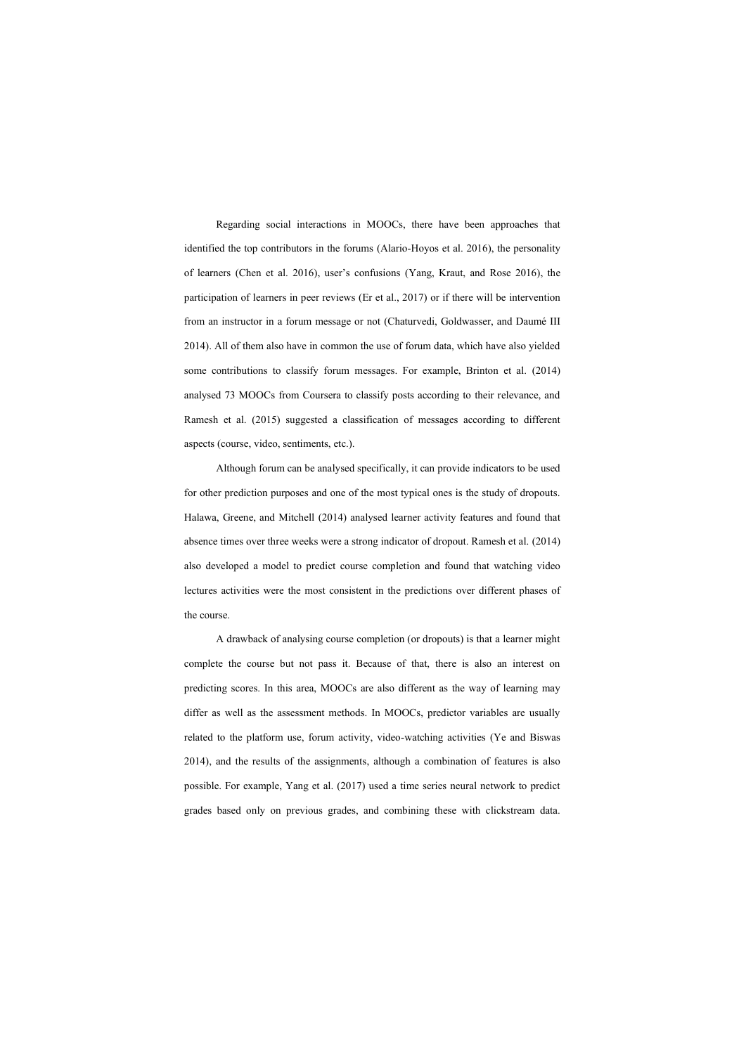Regarding social interactions in MOOCs, there have been approaches that identified the top contributors in the forums (Alario-Hoyos et al. 2016), the personality of learners (Chen et al. 2016), user's confusions (Yang, Kraut, and Rose 2016), the participation of learners in peer reviews (Er et al., 2017) or if there will be intervention from an instructor in a forum message or not (Chaturvedi, Goldwasser, and Daumé III 2014). All of them also have in common the use of forum data, which have also yielded some contributions to classify forum messages. For example, Brinton et al. (2014) analysed 73 MOOCs from Coursera to classify posts according to their relevance, and Ramesh et al. (2015) suggested a classification of messages according to different aspects (course, video, sentiments, etc.).

Although forum can be analysed specifically, it can provide indicators to be used for other prediction purposes and one of the most typical ones is the study of dropouts. Halawa, Greene, and Mitchell (2014) analysed learner activity features and found that absence times over three weeks were a strong indicator of dropout. Ramesh et al. (2014) also developed a model to predict course completion and found that watching video lectures activities were the most consistent in the predictions over different phases of the course.

A drawback of analysing course completion (or dropouts) is that a learner might complete the course but not pass it. Because of that, there is also an interest on predicting scores. In this area, MOOCs are also different as the way of learning may differ as well as the assessment methods. In MOOCs, predictor variables are usually related to the platform use, forum activity, video-watching activities (Ye and Biswas 2014), and the results of the assignments, although a combination of features is also possible. For example, Yang et al. (2017) used a time series neural network to predict grades based only on previous grades, and combining these with clickstream data.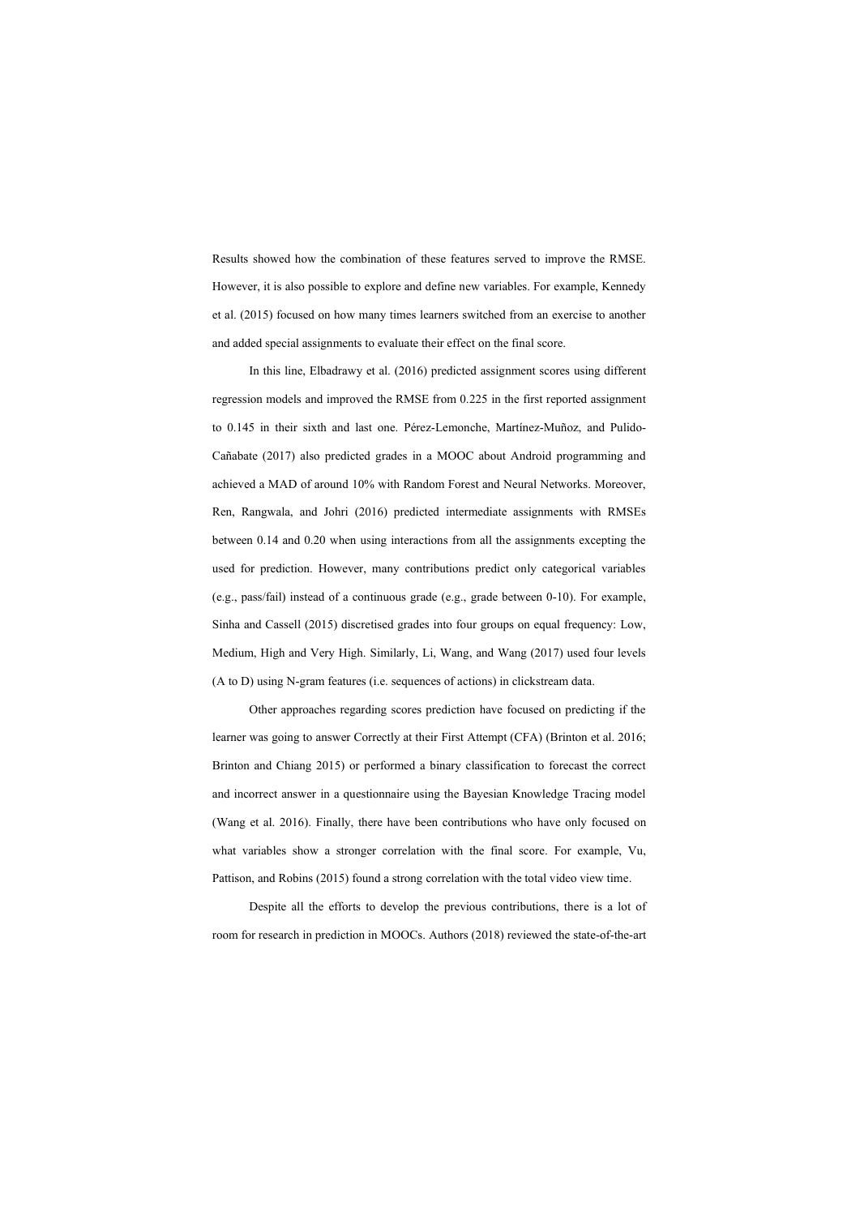Results showed how the combination of these features served to improve the RMSE. However, it is also possible to explore and define new variables. For example, Kennedy et al. (2015) focused on how many times learners switched from an exercise to another and added special assignments to evaluate their effect on the final score.

In this line, Elbadrawy et al. (2016) predicted assignment scores using different regression models and improved the RMSE from 0.225 in the first reported assignment to 0.145 in their sixth and last one. Pérez-Lemonche, Martínez-Muñoz, and Pulido-Cañabate (2017) also predicted grades in a MOOC about Android programming and achieved a MAD of around 10% with Random Forest and Neural Networks. Moreover, Ren, Rangwala, and Johri (2016) predicted intermediate assignments with RMSEs between 0.14 and 0.20 when using interactions from all the assignments excepting the used for prediction. However, many contributions predict only categorical variables (e.g., pass/fail) instead of a continuous grade (e.g., grade between 0-10). For example, Sinha and Cassell (2015) discretised grades into four groups on equal frequency: Low, Medium, High and Very High. Similarly, Li, Wang, and Wang (2017) used four levels (A to D) using N-gram features (i.e. sequences of actions) in clickstream data.

Other approaches regarding scores prediction have focused on predicting if the learner was going to answer Correctly at their First Attempt (CFA) (Brinton et al. 2016; Brinton and Chiang 2015) or performed a binary classification to forecast the correct and incorrect answer in a questionnaire using the Bayesian Knowledge Tracing model (Wang et al. 2016). Finally, there have been contributions who have only focused on what variables show a stronger correlation with the final score. For example, Vu, Pattison, and Robins (2015) found a strong correlation with the total video view time.

Despite all the efforts to develop the previous contributions, there is a lot of room for research in prediction in MOOCs. Authors (2018) reviewed the state-of-the-art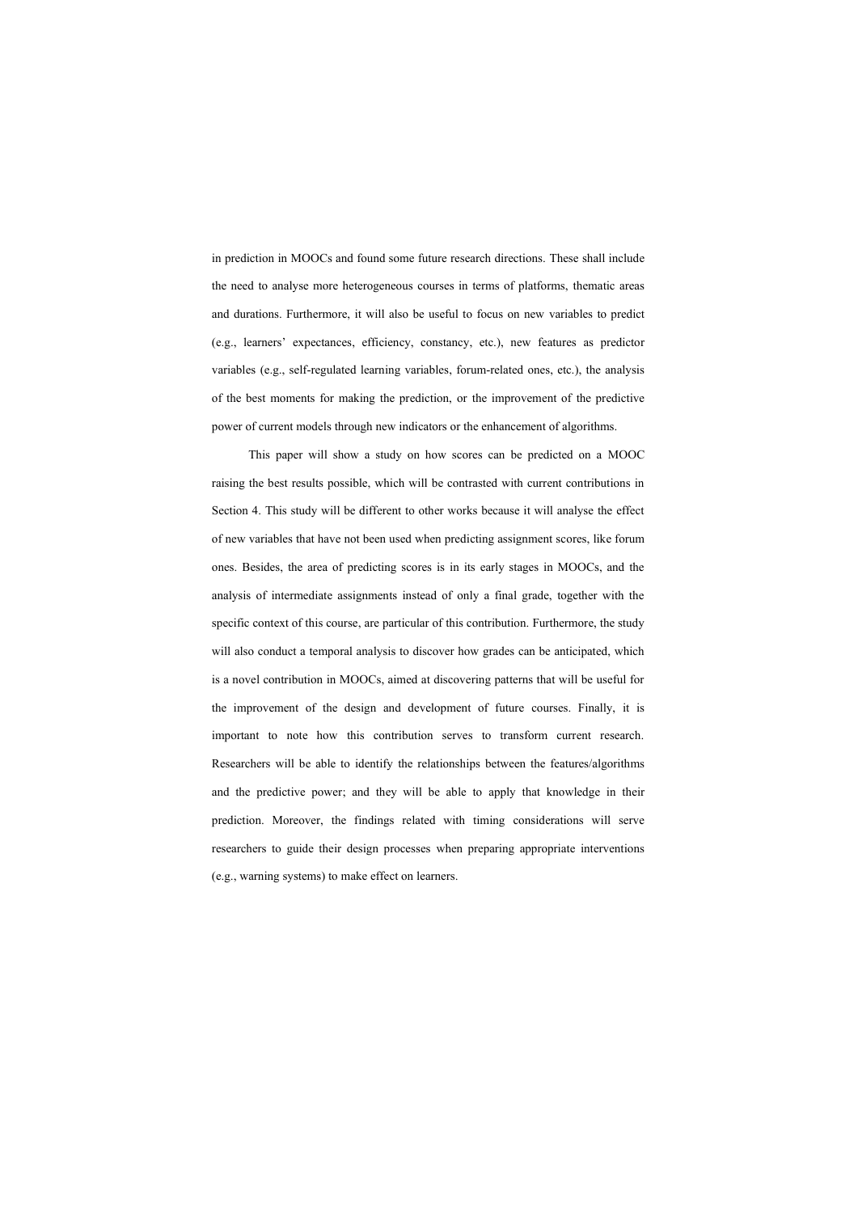in prediction in MOOCs and found some future research directions. These shall include the need to analyse more heterogeneous courses in terms of platforms, thematic areas and durations. Furthermore, it will also be useful to focus on new variables to predict (e.g., learners' expectances, efficiency, constancy, etc.), new features as predictor variables (e.g., self-regulated learning variables, forum-related ones, etc.), the analysis of the best moments for making the prediction, or the improvement of the predictive power of current models through new indicators or the enhancement of algorithms.

This paper will show a study on how scores can be predicted on a MOOC raising the best results possible, which will be contrasted with current contributions in Section 4. This study will be different to other works because it will analyse the effect of new variables that have not been used when predicting assignment scores, like forum ones. Besides, the area of predicting scores is in its early stages in MOOCs, and the analysis of intermediate assignments instead of only a final grade, together with the specific context of this course, are particular of this contribution. Furthermore, the study will also conduct a temporal analysis to discover how grades can be anticipated, which is a novel contribution in MOOCs, aimed at discovering patterns that will be useful for the improvement of the design and development of future courses. Finally, it is important to note how this contribution serves to transform current research. Researchers will be able to identify the relationships between the features/algorithms and the predictive power; and they will be able to apply that knowledge in their prediction. Moreover, the findings related with timing considerations will serve researchers to guide their design processes when preparing appropriate interventions (e.g., warning systems) to make effect on learners.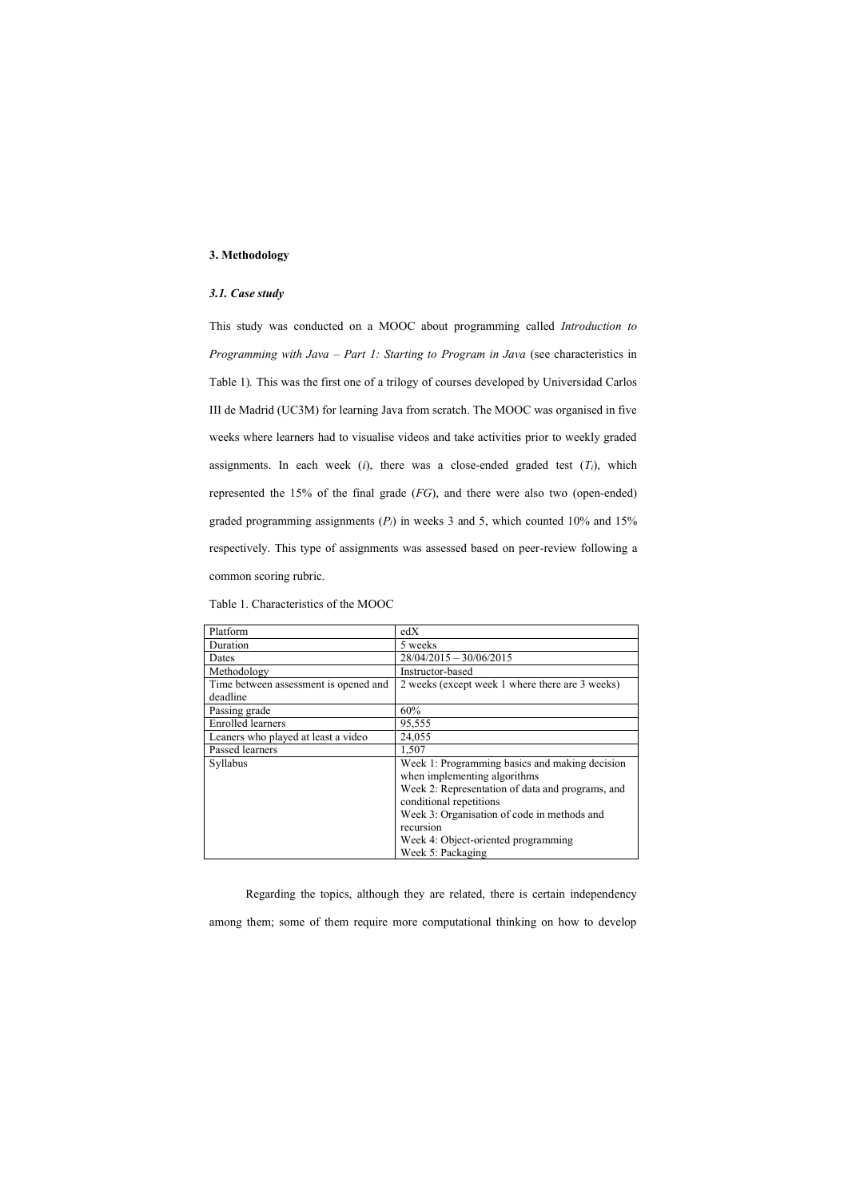## 3. Methodology

### *3.1. Case study*

This study was conducted on a MOOC about programming called *Introduction to Programming with Java – Part 1: Starting to Program in Java* (see characteristics in Table 1). This was the first one of a trilogy of courses developed by Universidad Carlos III de Madrid (UC3M) for learning Java from scratch. The MOOC was organised in five weeks where learners had to visualise videos and take activities prior to weekly graded assignments. In each week ($i$), there was a close-ended graded test ($T_i$), which represented the 15% of the final grade ($FG$), and there were also two (open-ended) graded programming assignments ($P_i$) in weeks 3 and 5, which counted 10% and 15% respectively. This type of assignments was assessed based on peer-review following a common scoring rubric.

Table 1. Characteristics of the MOOC

| | |
|---|---|
| Platform | edX |
| Duration | 5 weeks |
| Dates | 28/04/2015 – 30/06/2015 |
| Methodology | Instructor-based |
| Time between assessment is opened and deadline | 2 weeks (except week 1 where there are 3 weeks) |
| Passing grade | 60% |
| Enrolled learners | 95,555 |
| Leaners who played at least a video | 24,055 |
| Passed learners | 1,507 |
| Syllabus | Week 1: Programming basics and making decision when implementing algorithms<br>Week 2: Representation of data and programs, and conditional repetitions<br>Week 3: Organisation of code in methods and recursion<br>Week 4: Object-oriented programming<br>Week 5: Packaging |

Regarding the topics, although they are related, there is certain independency among them; some of them require more computational thinking on how to develop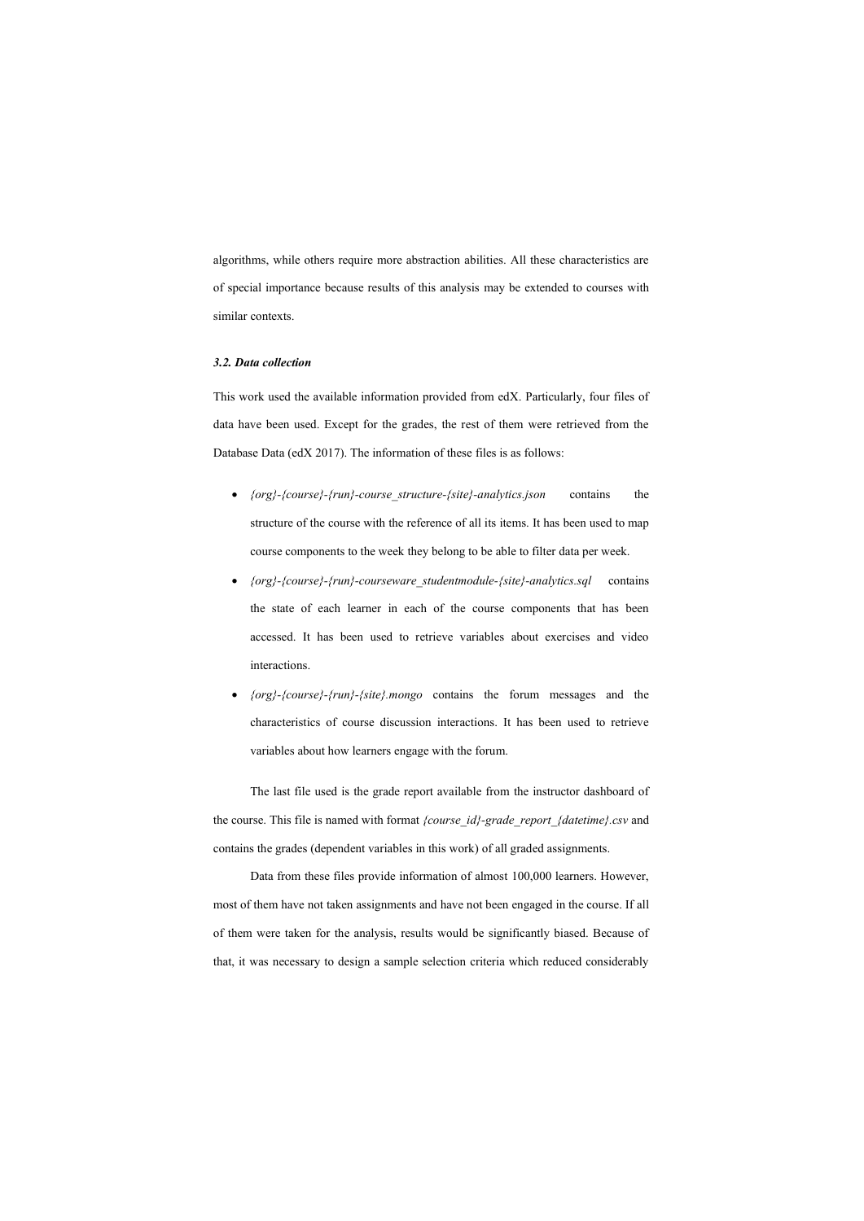algorithms, while others require more abstraction abilities. All these characteristics are of special importance because results of this analysis may be extended to courses with similar contexts.

### *3.2. Data collection*

This work used the available information provided from edX. Particularly, four files of data have been used. Except for the grades, the rest of them were retrieved from the Database Data (edX 2017). The information of these files is as follows:

- *{org}-{course}-{run}-course_structure-{site}-analytics.json* contains the structure of the course with the reference of all its items. It has been used to map course components to the week they belong to be able to filter data per week.
- *{org}-{course}-{run}-courseware_studentmodule-{site}-analytics.sql* contains the state of each learner in each of the course components that has been accessed. It has been used to retrieve variables about exercises and video interactions.
- *{org}-{course}-{run}-{site}.mongo* contains the forum messages and the characteristics of course discussion interactions. It has been used to retrieve variables about how learners engage with the forum.

The last file used is the grade report available from the instructor dashboard of the course. This file is named with format *{course_id}-grade_report_{datetime}.csv* and contains the grades (dependent variables in this work) of all graded assignments.

Data from these files provide information of almost 100,000 learners. However, most of them have not taken assignments and have not been engaged in the course. If all of them were taken for the analysis, results would be significantly biased. Because of that, it was necessary to design a sample selection criteria which reduced considerably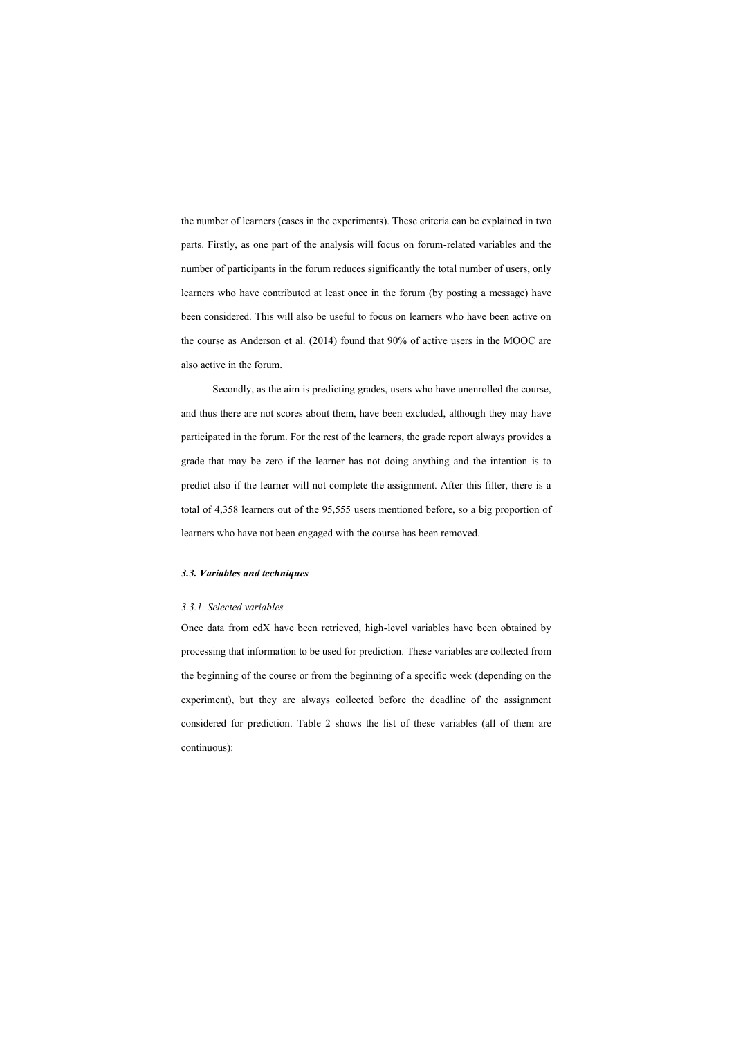the number of learners (cases in the experiments). These criteria can be explained in two parts. Firstly, as one part of the analysis will focus on forum-related variables and the number of participants in the forum reduces significantly the total number of users, only learners who have contributed at least once in the forum (by posting a message) have been considered. This will also be useful to focus on learners who have been active on the course as Anderson et al. (2014) found that 90% of active users in the MOOC are also active in the forum.

Secondly, as the aim is predicting grades, users who have unenrolled the course, and thus there are not scores about them, have been excluded, although they may have participated in the forum. For the rest of the learners, the grade report always provides a grade that may be zero if the learner has not doing anything and the intention is to predict also if the learner will not complete the assignment. After this filter, there is a total of 4,358 learners out of the 95,555 users mentioned before, so a big proportion of learners who have not been engaged with the course has been removed.

### *3.3. Variables and techniques*

#### *3.3.1. Selected variables*

Once data from edX have been retrieved, high-level variables have been obtained by processing that information to be used for prediction. These variables are collected from the beginning of the course or from the beginning of a specific week (depending on the experiment), but they are always collected before the deadline of the assignment considered for prediction. Table 2 shows the list of these variables (all of them are continuous):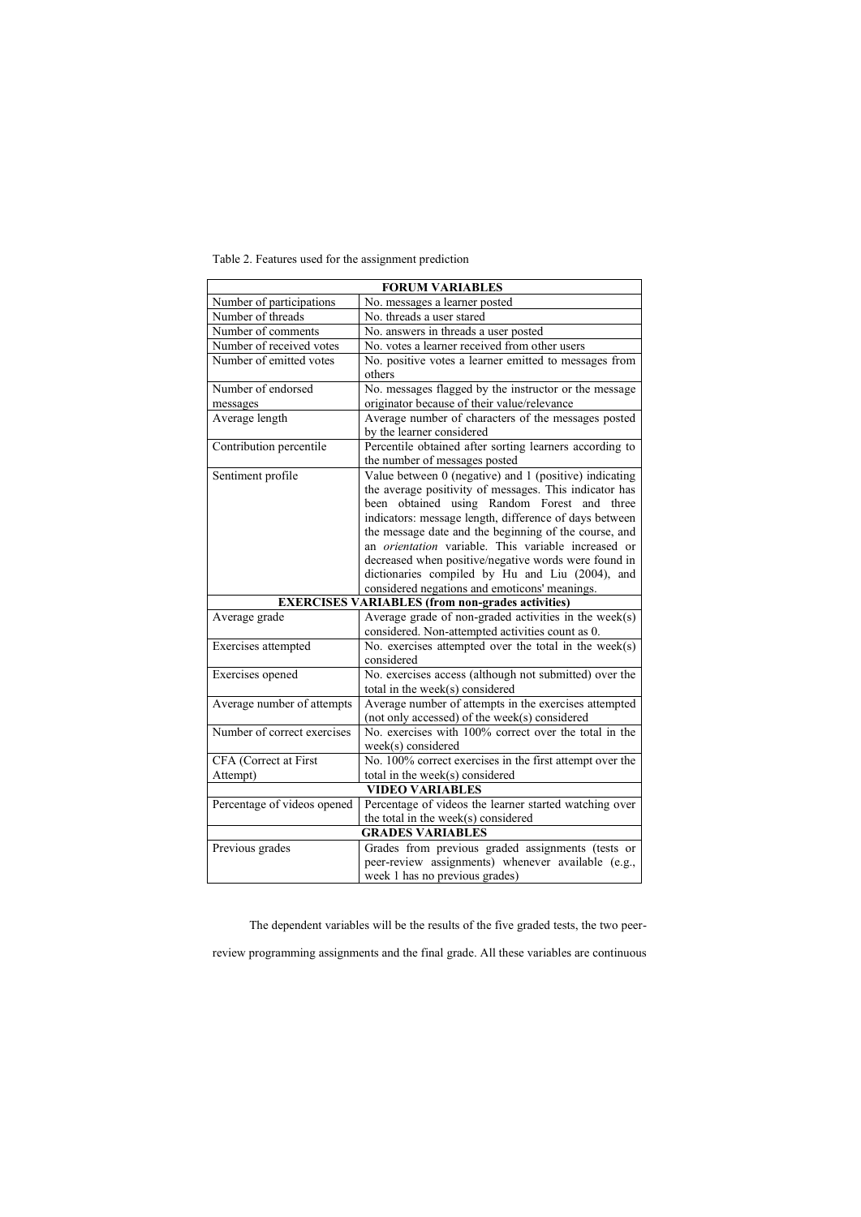Table 2. Features used for the assignment prediction

| **FORUM VARIABLES** | |
|---|---|
| Number of participations | No. messages a learner posted |
| Number of threads | No. threads a user stared |
| Number of comments | No. answers in threads a user posted |
| Number of received votes | No. votes a learner received from other users |
| Number of emitted votes | No. positive votes a learner emitted to messages from others |
| Number of endorsed messages | No. messages flagged by the instructor or the message originator because of their value/relevance |
| Average length | Average number of characters of the messages posted by the learner considered |
| Contribution percentile | Percentile obtained after sorting learners according to the number of messages posted |
| Sentiment profile | Value between 0 (negative) and 1 (positive) indicating the average positivity of messages. This indicator has been obtained using Random Forest and three indicators: message length, difference of days between the message date and the beginning of the course, and an *orientation* variable. This variable increased or decreased when positive/negative words were found in dictionaries compiled by Hu and Liu (2004), and considered negations and emoticons' meanings. |
| **EXERCISES VARIABLES (from non-grades activities)** | |
| Average grade | Average grade of non-graded activities in the week(s) considered. Non-attempted activities count as 0. |
| Exercises attempted | No. exercises attempted over the total in the week(s) considered |
| Exercises opened | No. exercises access (although not submitted) over the total in the week(s) considered |
| Average number of attempts | Average number of attempts in the exercises attempted (not only accessed) of the week(s) considered |
| Number of correct exercises | No. exercises with 100% correct over the total in the week(s) considered |
| CFA (Correct at First Attempt) | No. 100% correct exercises in the first attempt over the total in the week(s) considered |
| **VIDEO VARIABLES** | |
| Percentage of videos opened | Percentage of videos the learner started watching over the total in the week(s) considered |
| **GRADES VARIABLES** | |
| Previous grades | Grades from previous graded assignments (tests or peer-review assignments) whenever available (e.g., week 1 has no previous grades) |

The dependent variables will be the results of the five graded tests, the two peer-review programming assignments and the final grade. All these variables are continuous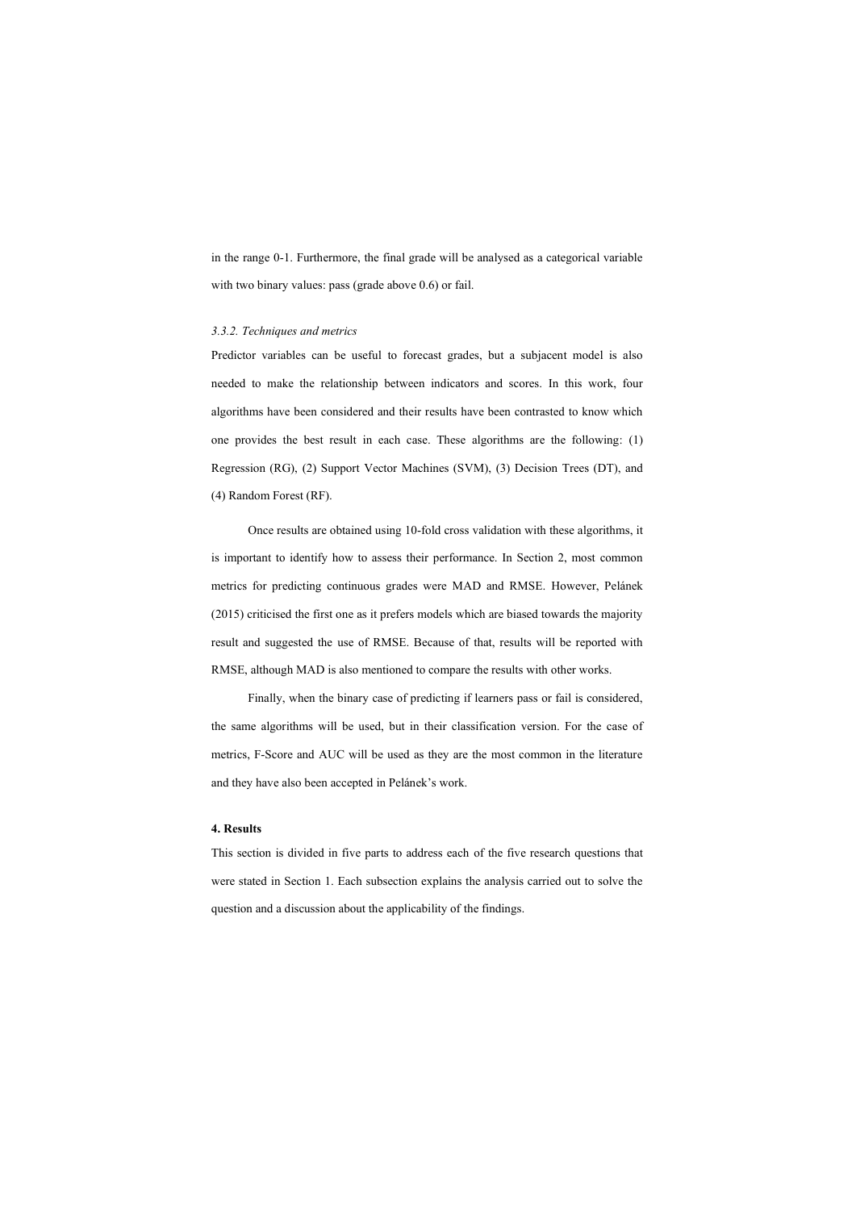in the range 0-1. Furthermore, the final grade will be analysed as a categorical variable with two binary values: pass (grade above 0.6) or fail.

### *3.3.2. Techniques and metrics*

Predictor variables can be useful to forecast grades, but a subjacent model is also needed to make the relationship between indicators and scores. In this work, four algorithms have been considered and their results have been contrasted to know which one provides the best result in each case. These algorithms are the following: (1) Regression (RG), (2) Support Vector Machines (SVM), (3) Decision Trees (DT), and (4) Random Forest (RF).

Once results are obtained using 10-fold cross validation with these algorithms, it is important to identify how to assess their performance. In Section 2, most common metrics for predicting continuous grades were MAD and RMSE. However, Pelánek (2015) criticised the first one as it prefers models which are biased towards the majority result and suggested the use of RMSE. Because of that, results will be reported with RMSE, although MAD is also mentioned to compare the results with other works.

Finally, when the binary case of predicting if learners pass or fail is considered, the same algorithms will be used, but in their classification version. For the case of metrics, F-Score and AUC will be used as they are the most common in the literature and they have also been accepted in Pelánek's work.

## **4. Results**

This section is divided in five parts to address each of the five research questions that were stated in Section 1. Each subsection explains the analysis carried out to solve the question and a discussion about the applicability of the findings.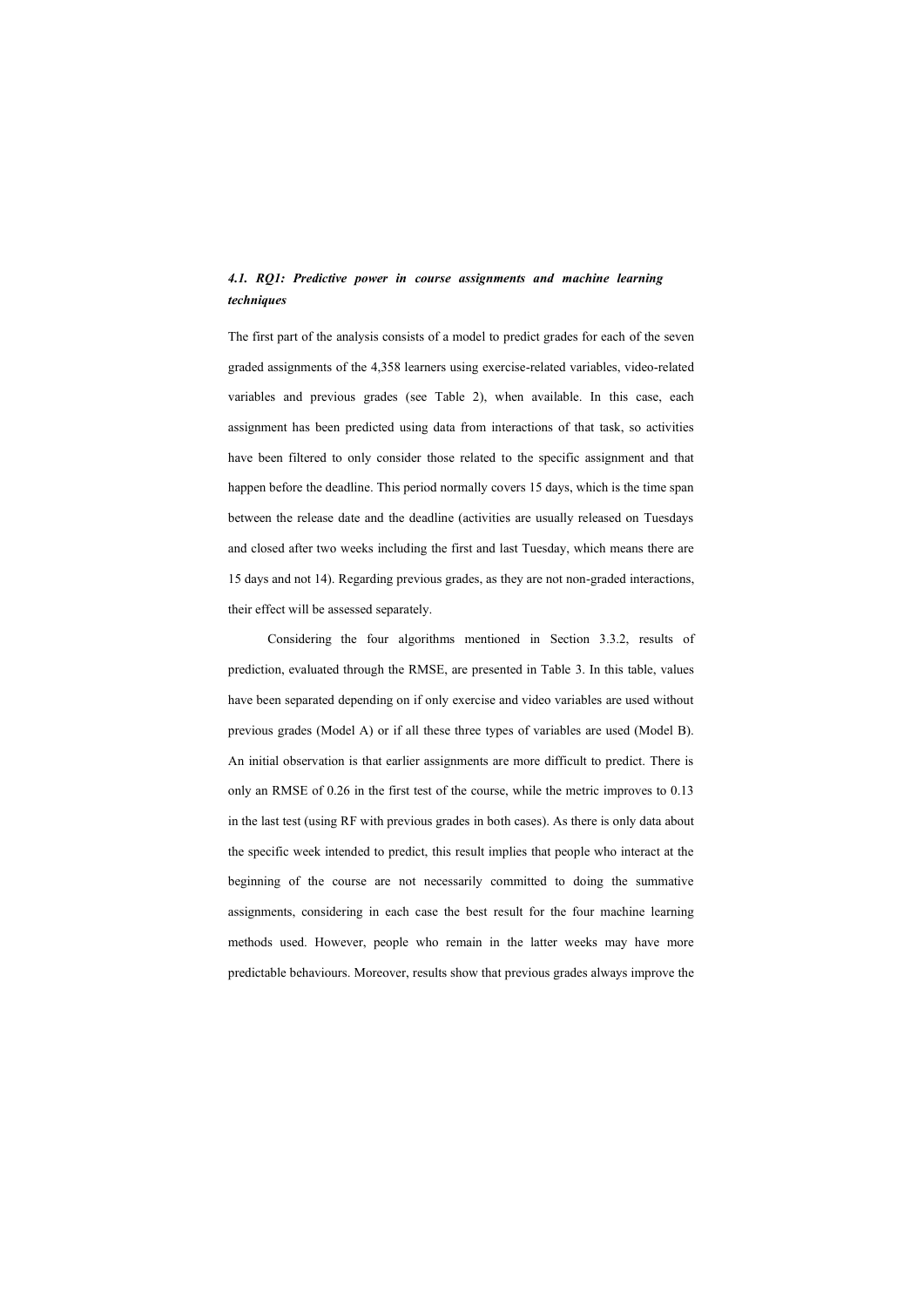### *4.1. RQ1: Predictive power in course assignments and machine learning techniques*

The first part of the analysis consists of a model to predict grades for each of the seven graded assignments of the 4,358 learners using exercise-related variables, video-related variables and previous grades (see Table 2), when available. In this case, each assignment has been predicted using data from interactions of that task, so activities have been filtered to only consider those related to the specific assignment and that happen before the deadline. This period normally covers 15 days, which is the time span between the release date and the deadline (activities are usually released on Tuesdays and closed after two weeks including the first and last Tuesday, which means there are 15 days and not 14). Regarding previous grades, as they are not non-graded interactions, their effect will be assessed separately.

Considering the four algorithms mentioned in Section 3.3.2, results of prediction, evaluated through the RMSE, are presented in Table 3. In this table, values have been separated depending on if only exercise and video variables are used without previous grades (Model A) or if all these three types of variables are used (Model B). An initial observation is that earlier assignments are more difficult to predict. There is only an RMSE of 0.26 in the first test of the course, while the metric improves to 0.13 in the last test (using RF with previous grades in both cases). As there is only data about the specific week intended to predict, this result implies that people who interact at the beginning of the course are not necessarily committed to doing the summative assignments, considering in each case the best result for the four machine learning methods used. However, people who remain in the latter weeks may have more predictable behaviours. Moreover, results show that previous grades always improve the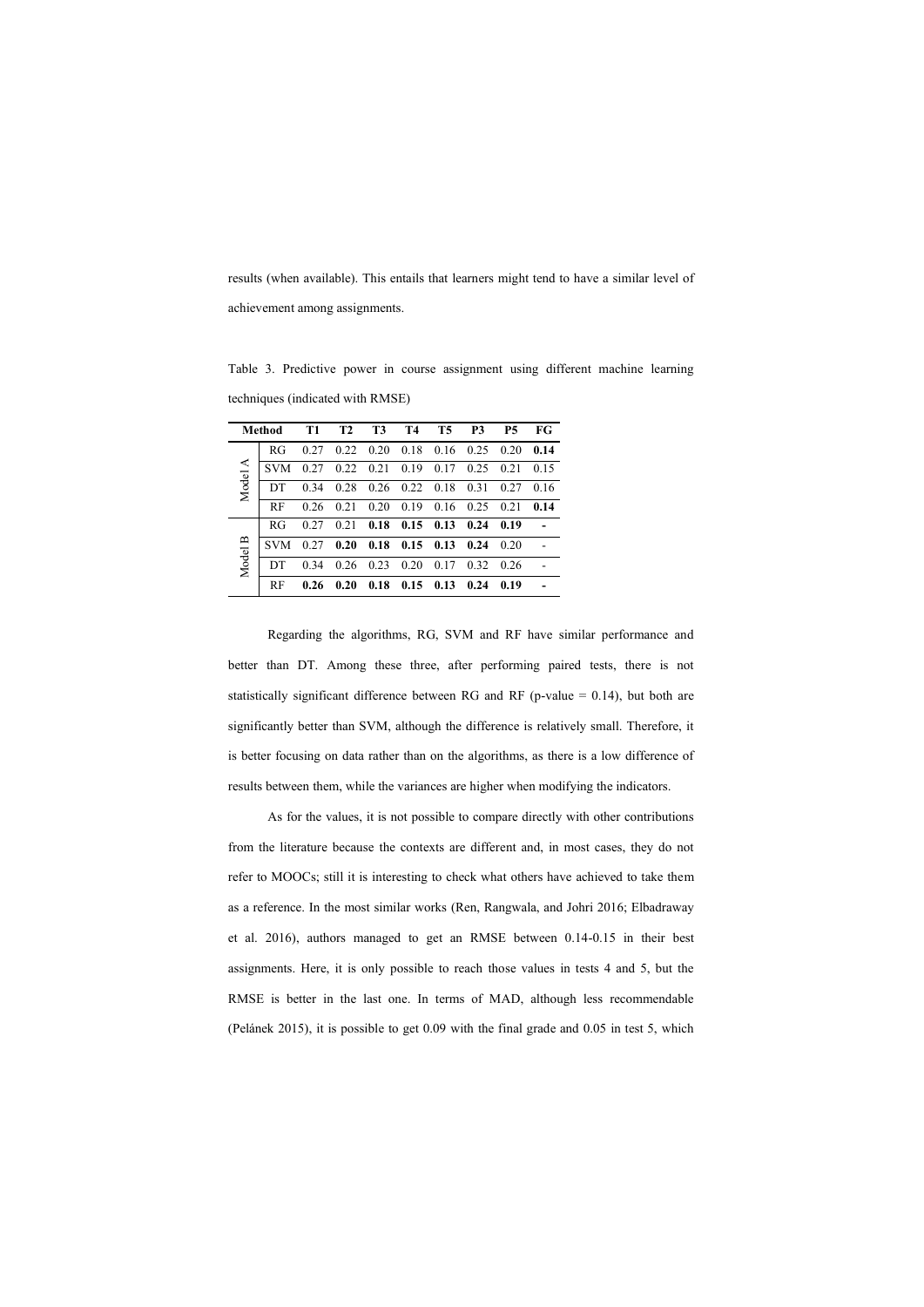results (when available). This entails that learners might tend to have a similar level of achievement among assignments.

Table 3. Predictive power in course assignment using different machine learning techniques (indicated with RMSE)

| Method | | T1 | T2 | T3 | T4 | T5 | P3 | P5 | FG |
|---|---|---|---|---|---|---|---|---|---|
| Model A | RG | 0.27 | 0.22 | 0.20 | 0.18 | 0.16 | 0.25 | 0.20 | **0.14** |
| | SVM | 0.27 | 0.22 | 0.21 | 0.19 | 0.17 | 0.25 | 0.21 | 0.15 |
| | DT | 0.34 | 0.28 | 0.26 | 0.22 | 0.18 | 0.31 | 0.27 | 0.16 |
| | RF | 0.26 | 0.21 | 0.20 | 0.19 | 0.16 | 0.25 | 0.21 | **0.14** |
| Model B | RG | 0.27 | 0.21 | **0.18** | **0.15** | **0.13** | **0.24** | **0.19** | **-** |
| | SVM | 0.27 | **0.20** | **0.18** | **0.15** | **0.13** | **0.24** | 0.20 | - |
| | DT | 0.34 | 0.26 | 0.23 | 0.20 | 0.17 | 0.32 | 0.26 | - |
| | RF | **0.26** | **0.20** | **0.18** | **0.15** | **0.13** | **0.24** | **0.19** | **-** |

Regarding the algorithms, RG, SVM and RF have similar performance and better than DT. Among these three, after performing paired tests, there is not statistically significant difference between RG and RF (p-value = 0.14), but both are significantly better than SVM, although the difference is relatively small. Therefore, it is better focusing on data rather than on the algorithms, as there is a low difference of results between them, while the variances are higher when modifying the indicators.

As for the values, it is not possible to compare directly with other contributions from the literature because the contexts are different and, in most cases, they do not refer to MOOCs; still it is interesting to check what others have achieved to take them as a reference. In the most similar works (Ren, Rangwala, and Johri 2016; Elbadraway et al. 2016), authors managed to get an RMSE between 0.14-0.15 in their best assignments. Here, it is only possible to reach those values in tests 4 and 5, but the RMSE is better in the last one. In terms of MAD, although less recommendable (Pelánek 2015), it is possible to get 0.09 with the final grade and 0.05 in test 5, which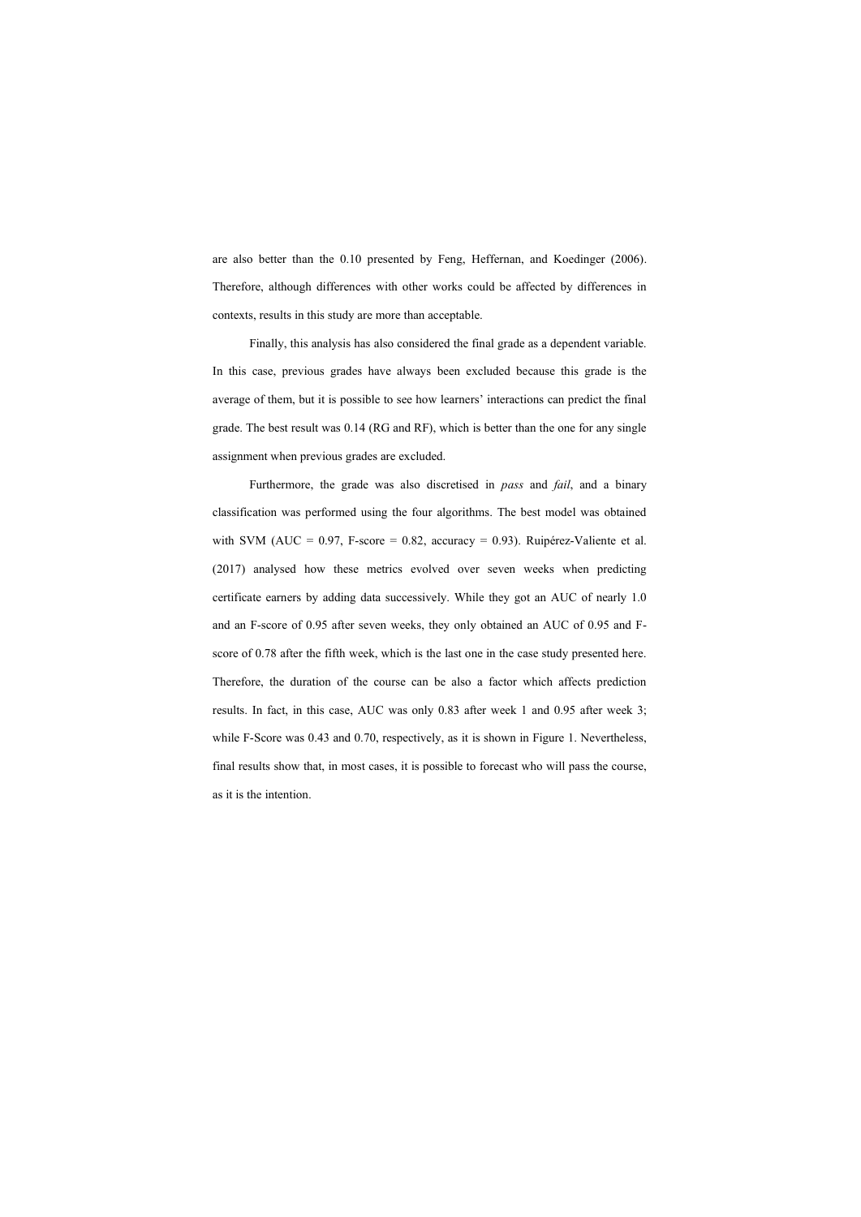are also better than the 0.10 presented by Feng, Heffernan, and Koedinger (2006). Therefore, although differences with other works could be affected by differences in contexts, results in this study are more than acceptable.

Finally, this analysis has also considered the final grade as a dependent variable. In this case, previous grades have always been excluded because this grade is the average of them, but it is possible to see how learners' interactions can predict the final grade. The best result was 0.14 (RG and RF), which is better than the one for any single assignment when previous grades are excluded.

Furthermore, the grade was also discretised in *pass* and *fail*, and a binary classification was performed using the four algorithms. The best model was obtained with SVM (AUC = 0.97, F-score = 0.82, accuracy = 0.93). Ruipérez-Valiente et al. (2017) analysed how these metrics evolved over seven weeks when predicting certificate earners by adding data successively. While they got an AUC of nearly 1.0 and an F-score of 0.95 after seven weeks, they only obtained an AUC of 0.95 and F-score of 0.78 after the fifth week, which is the last one in the case study presented here. Therefore, the duration of the course can be also a factor which affects prediction results. In fact, in this case, AUC was only 0.83 after week 1 and 0.95 after week 3; while F-Score was 0.43 and 0.70, respectively, as it is shown in Figure 1. Nevertheless, final results show that, in most cases, it is possible to forecast who will pass the course, as it is the intention.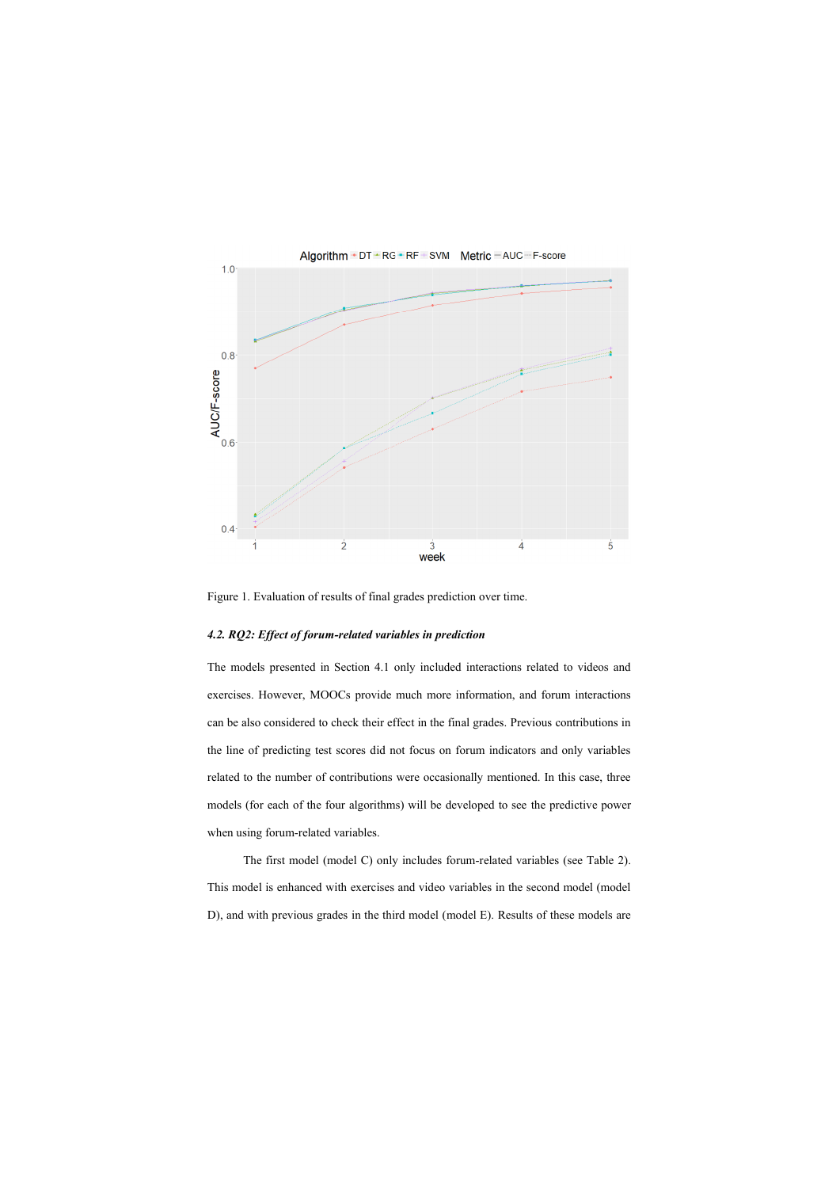Figure 1. Evaluation of results of final grades prediction over time.

#### *4.2. RQ2: Effect of forum-related variables in prediction*

The models presented in Section 4.1 only included interactions related to videos and exercises. However, MOOCs provide much more information, and forum interactions can be also considered to check their effect in the final grades. Previous contributions in the line of predicting test scores did not focus on forum indicators and only variables related to the number of contributions were occasionally mentioned. In this case, three models (for each of the four algorithms) will be developed to see the predictive power when using forum-related variables.

The first model (model C) only includes forum-related variables (see Table 2). This model is enhanced with exercises and video variables in the second model (model D), and with previous grades in the third model (model E). Results of these models are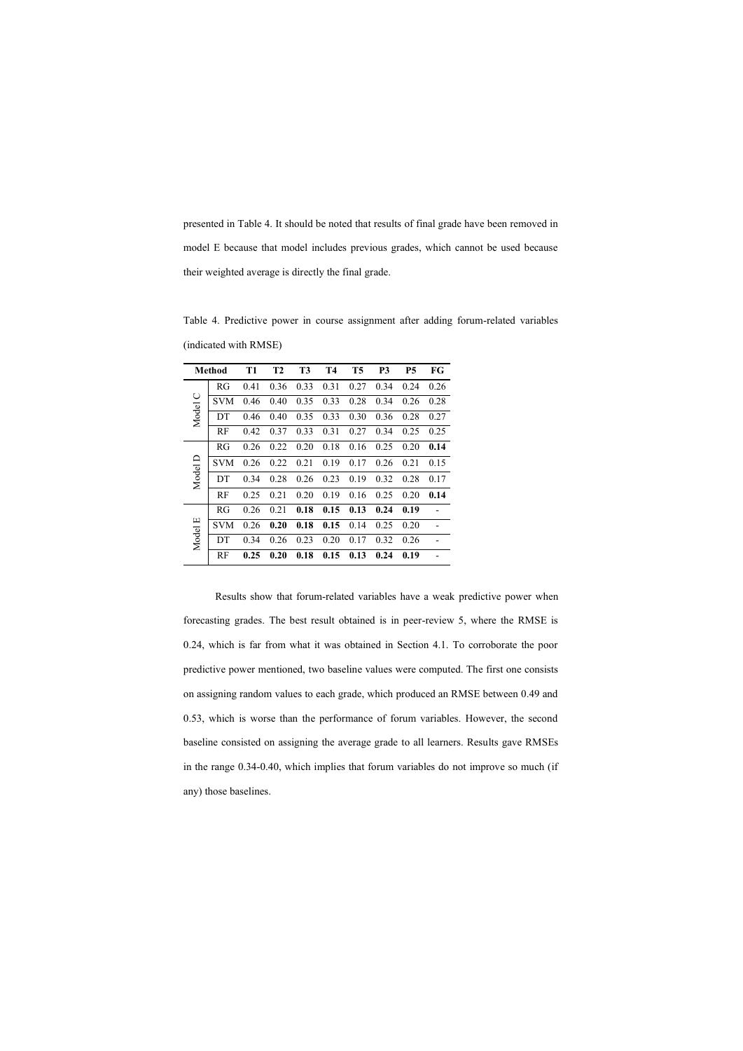presented in Table 4. It should be noted that results of final grade have been removed in model E because that model includes previous grades, which cannot be used because their weighted average is directly the final grade.

Table 4. Predictive power in course assignment after adding forum-related variables (indicated with RMSE)

| Method | | T1 | T2 | T3 | T4 | T5 | P3 | P5 | FG |
|---|---|---|---|---|---|---|---|---|---|
| Model C | RG | 0.41 | 0.36 | 0.33 | 0.31 | 0.27 | 0.34 | 0.24 | 0.26 |
| | SVM | 0.46 | 0.40 | 0.35 | 0.33 | 0.28 | 0.34 | 0.26 | 0.28 |
| | DT | 0.46 | 0.40 | 0.35 | 0.33 | 0.30 | 0.36 | 0.28 | 0.27 |
| | RF | 0.42 | 0.37 | 0.33 | 0.31 | 0.27 | 0.34 | 0.25 | 0.25 |
| Model D | RG | 0.26 | 0.22 | 0.20 | 0.18 | 0.16 | 0.25 | 0.20 | **0.14** |
| | SVM | 0.26 | 0.22 | 0.21 | 0.19 | 0.17 | 0.26 | 0.21 | 0.15 |
| | DT | 0.34 | 0.28 | 0.26 | 0.23 | 0.19 | 0.32 | 0.28 | 0.17 |
| | RF | 0.25 | 0.21 | 0.20 | 0.19 | 0.16 | 0.25 | 0.20 | **0.14** |
| Model E | RG | 0.26 | 0.21 | **0.18** | **0.15** | **0.13** | **0.24** | **0.19** | - |
| | SVM | 0.26 | **0.20** | **0.18** | **0.15** | 0.14 | 0.25 | 0.20 | - |
| | DT | 0.34 | 0.26 | 0.23 | 0.20 | 0.17 | 0.32 | 0.26 | - |
| | RF | **0.25** | **0.20** | **0.18** | **0.15** | **0.13** | **0.24** | **0.19** | - |

Results show that forum-related variables have a weak predictive power when forecasting grades. The best result obtained is in peer-review 5, where the RMSE is 0.24, which is far from what it was obtained in Section 4.1. To corroborate the poor predictive power mentioned, two baseline values were computed. The first one consists on assigning random values to each grade, which produced an RMSE between 0.49 and 0.53, which is worse than the performance of forum variables. However, the second baseline consisted on assigning the average grade to all learners. Results gave RMSEs in the range 0.34-0.40, which implies that forum variables do not improve so much (if any) those baselines.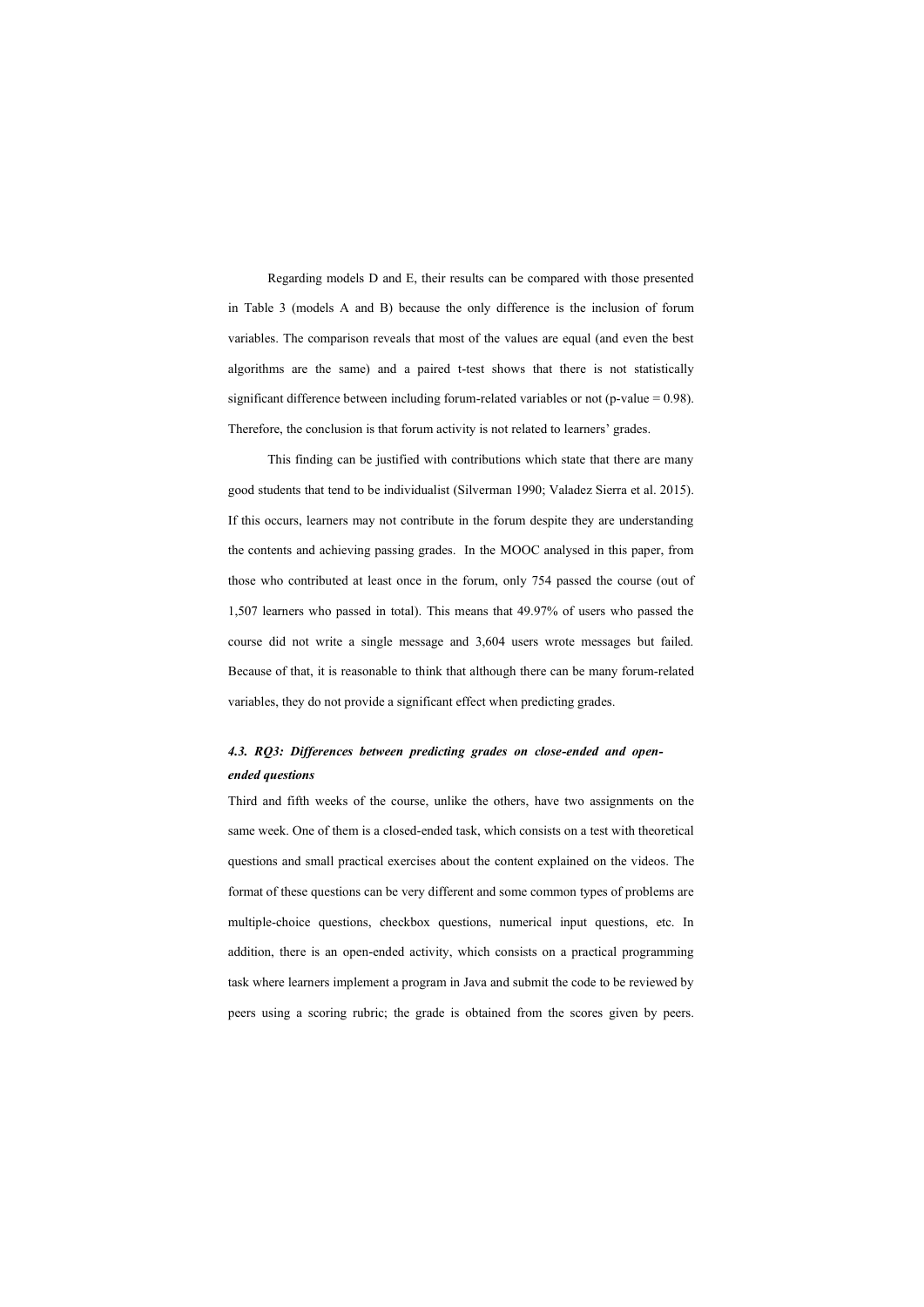Regarding models D and E, their results can be compared with those presented in Table 3 (models A and B) because the only difference is the inclusion of forum variables. The comparison reveals that most of the values are equal (and even the best algorithms are the same) and a paired t-test shows that there is not statistically significant difference between including forum-related variables or not (p-value = 0.98). Therefore, the conclusion is that forum activity is not related to learners' grades.

This finding can be justified with contributions which state that there are many good students that tend to be individualist (Silverman 1990; Valadez Sierra et al. 2015). If this occurs, learners may not contribute in the forum despite they are understanding the contents and achieving passing grades. In the MOOC analysed in this paper, from those who contributed at least once in the forum, only 754 passed the course (out of 1,507 learners who passed in total). This means that 49.97% of users who passed the course did not write a single message and 3,604 users wrote messages but failed. Because of that, it is reasonable to think that although there can be many forum-related variables, they do not provide a significant effect when predicting grades.

### *4.3. RQ3: Differences between predicting grades on close-ended and open-ended questions*

Third and fifth weeks of the course, unlike the others, have two assignments on the same week. One of them is a closed-ended task, which consists on a test with theoretical questions and small practical exercises about the content explained on the videos. The format of these questions can be very different and some common types of problems are multiple-choice questions, checkbox questions, numerical input questions, etc. In addition, there is an open-ended activity, which consists on a practical programming task where learners implement a program in Java and submit the code to be reviewed by peers using a scoring rubric; the grade is obtained from the scores given by peers.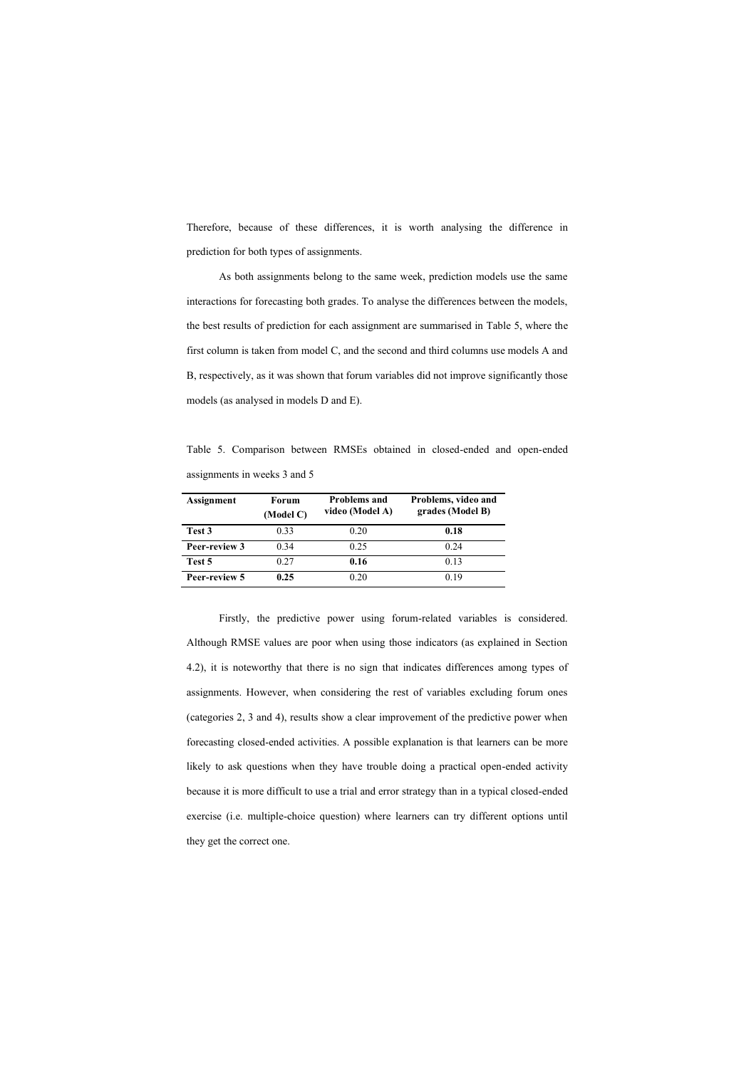Therefore, because of these differences, it is worth analysing the difference in prediction for both types of assignments.

As both assignments belong to the same week, prediction models use the same interactions for forecasting both grades. To analyse the differences between the models, the best results of prediction for each assignment are summarised in Table 5, where the first column is taken from model C, and the second and third columns use models A and B, respectively, as it was shown that forum variables did not improve significantly those models (as analysed in models D and E).

Table 5. Comparison between RMSEs obtained in closed-ended and open-ended assignments in weeks 3 and 5

| Assignment | Forum (Model C) | Problems and video (Model A) | Problems, video and grades (Model B) |
|---|---|---|---|
| **Test 3** | 0.33 | 0.20 | **0.18** |
| **Peer-review 3** | 0.34 | 0.25 | 0.24 |
| **Test 5** | 0.27 | **0.16** | 0.13 |
| **Peer-review 5** | **0.25** | 0.20 | 0.19 |

Firstly, the predictive power using forum-related variables is considered. Although RMSE values are poor when using those indicators (as explained in Section 4.2), it is noteworthy that there is no sign that indicates differences among types of assignments. However, when considering the rest of variables excluding forum ones (categories 2, 3 and 4), results show a clear improvement of the predictive power when forecasting closed-ended activities. A possible explanation is that learners can be more likely to ask questions when they have trouble doing a practical open-ended activity because it is more difficult to use a trial and error strategy than in a typical closed-ended exercise (i.e. multiple-choice question) where learners can try different options until they get the correct one.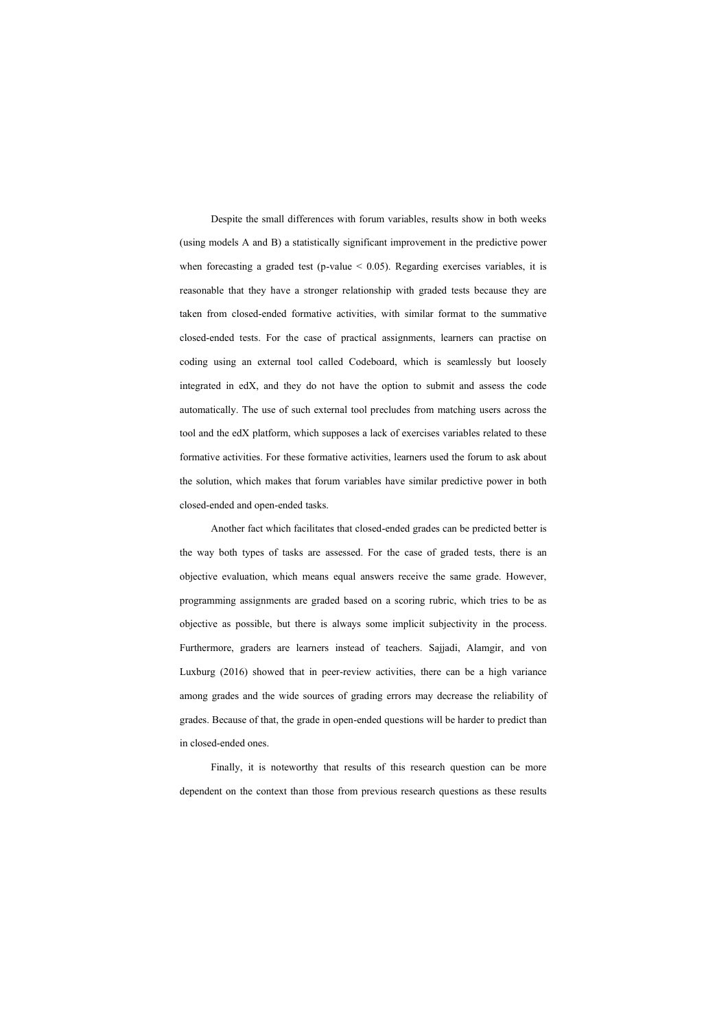Despite the small differences with forum variables, results show in both weeks (using models A and B) a statistically significant improvement in the predictive power when forecasting a graded test (p-value $< 0.05$). Regarding exercises variables, it is reasonable that they have a stronger relationship with graded tests because they are taken from closed-ended formative activities, with similar format to the summative closed-ended tests. For the case of practical assignments, learners can practise on coding using an external tool called Codeboard, which is seamlessly but loosely integrated in edX, and they do not have the option to submit and assess the code automatically. The use of such external tool precludes from matching users across the tool and the edX platform, which supposes a lack of exercises variables related to these formative activities. For these formative activities, learners used the forum to ask about the solution, which makes that forum variables have similar predictive power in both closed-ended and open-ended tasks.

Another fact which facilitates that closed-ended grades can be predicted better is the way both types of tasks are assessed. For the case of graded tests, there is an objective evaluation, which means equal answers receive the same grade. However, programming assignments are graded based on a scoring rubric, which tries to be as objective as possible, but there is always some implicit subjectivity in the process. Furthermore, graders are learners instead of teachers. Sajjadi, Alamgir, and von Luxburg (2016) showed that in peer-review activities, there can be a high variance among grades and the wide sources of grading errors may decrease the reliability of grades. Because of that, the grade in open-ended questions will be harder to predict than in closed-ended ones.

Finally, it is noteworthy that results of this research question can be more dependent on the context than those from previous research questions as these results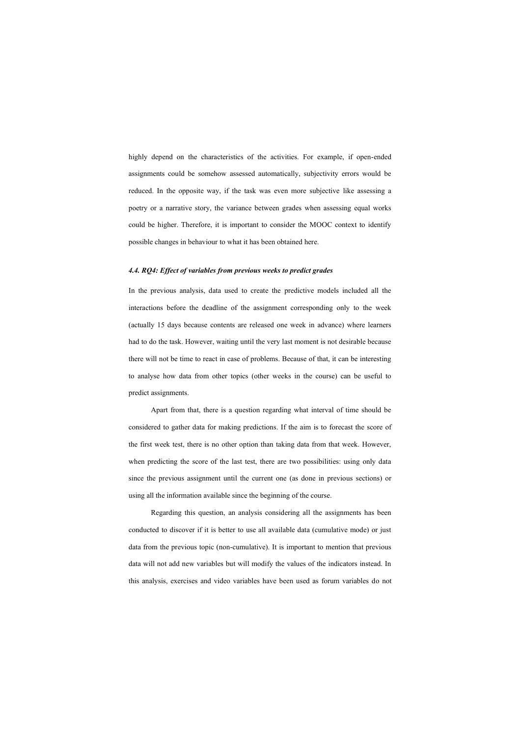highly depend on the characteristics of the activities. For example, if open-ended assignments could be somehow assessed automatically, subjectivity errors would be reduced. In the opposite way, if the task was even more subjective like assessing a poetry or a narrative story, the variance between grades when assessing equal works could be higher. Therefore, it is important to consider the MOOC context to identify possible changes in behaviour to what it has been obtained here.

#### *4.4. RQ4: Effect of variables from previous weeks to predict grades*

In the previous analysis, data used to create the predictive models included all the interactions before the deadline of the assignment corresponding only to the week (actually 15 days because contents are released one week in advance) where learners had to do the task. However, waiting until the very last moment is not desirable because there will not be time to react in case of problems. Because of that, it can be interesting to analyse how data from other topics (other weeks in the course) can be useful to predict assignments.

Apart from that, there is a question regarding what interval of time should be considered to gather data for making predictions. If the aim is to forecast the score of the first week test, there is no other option than taking data from that week. However, when predicting the score of the last test, there are two possibilities: using only data since the previous assignment until the current one (as done in previous sections) or using all the information available since the beginning of the course.

Regarding this question, an analysis considering all the assignments has been conducted to discover if it is better to use all available data (cumulative mode) or just data from the previous topic (non-cumulative). It is important to mention that previous data will not add new variables but will modify the values of the indicators instead. In this analysis, exercises and video variables have been used as forum variables do not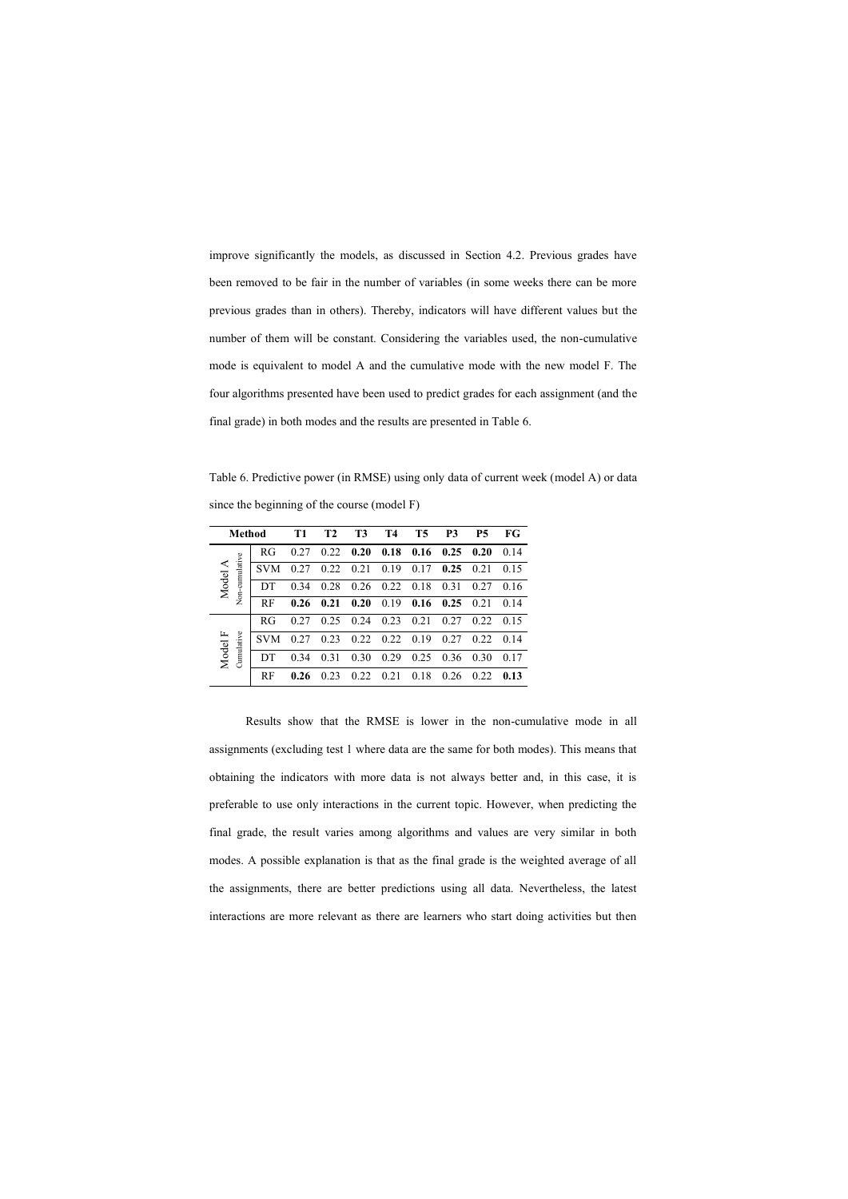improve significantly the models, as discussed in Section 4.2. Previous grades have been removed to be fair in the number of variables (in some weeks there can be more previous grades than in others). Thereby, indicators will have different values but the number of them will be constant. Considering the variables used, the non-cumulative mode is equivalent to model A and the cumulative mode with the new model F. The four algorithms presented have been used to predict grades for each assignment (and the final grade) in both modes and the results are presented in Table 6.

Table 6. Predictive power (in RMSE) using only data of current week (model A) or data since the beginning of the course (model F)

| Method | | T1 | T2 | T3 | T4 | T5 | P3 | P5 | FG |
|---|---|---|---|---|---|---|---|---|---|
| Model A Non-cumulative | RG | 0.27 | 0.22 | **0.20** | **0.18** | **0.16** | **0.25** | **0.20** | 0.14 |
| | SVM | 0.27 | 0.22 | 0.21 | 0.19 | 0.17 | **0.25** | 0.21 | 0.15 |
| | DT | 0.34 | 0.28 | 0.26 | 0.22 | 0.18 | 0.31 | 0.27 | 0.16 |
| | RF | **0.26** | **0.21** | **0.20** | 0.19 | **0.16** | **0.25** | 0.21 | 0.14 |
| Model F Cumulative | RG | 0.27 | 0.25 | 0.24 | 0.23 | 0.21 | 0.27 | 0.22 | 0.15 |
| | SVM | 0.27 | 0.23 | 0.22 | 0.22 | 0.19 | 0.27 | 0.22 | 0.14 |
| | DT | 0.34 | 0.31 | 0.30 | 0.29 | 0.25 | 0.36 | 0.30 | 0.17 |
| | RF | **0.26** | 0.23 | 0.22 | 0.21 | 0.18 | 0.26 | 0.22 | **0.13** |

Results show that the RMSE is lower in the non-cumulative mode in all assignments (excluding test 1 where data are the same for both modes). This means that obtaining the indicators with more data is not always better and, in this case, it is preferable to use only interactions in the current topic. However, when predicting the final grade, the result varies among algorithms and values are very similar in both modes. A possible explanation is that as the final grade is the weighted average of all the assignments, there are better predictions using all data. Nevertheless, the latest interactions are more relevant as there are learners who start doing activities but then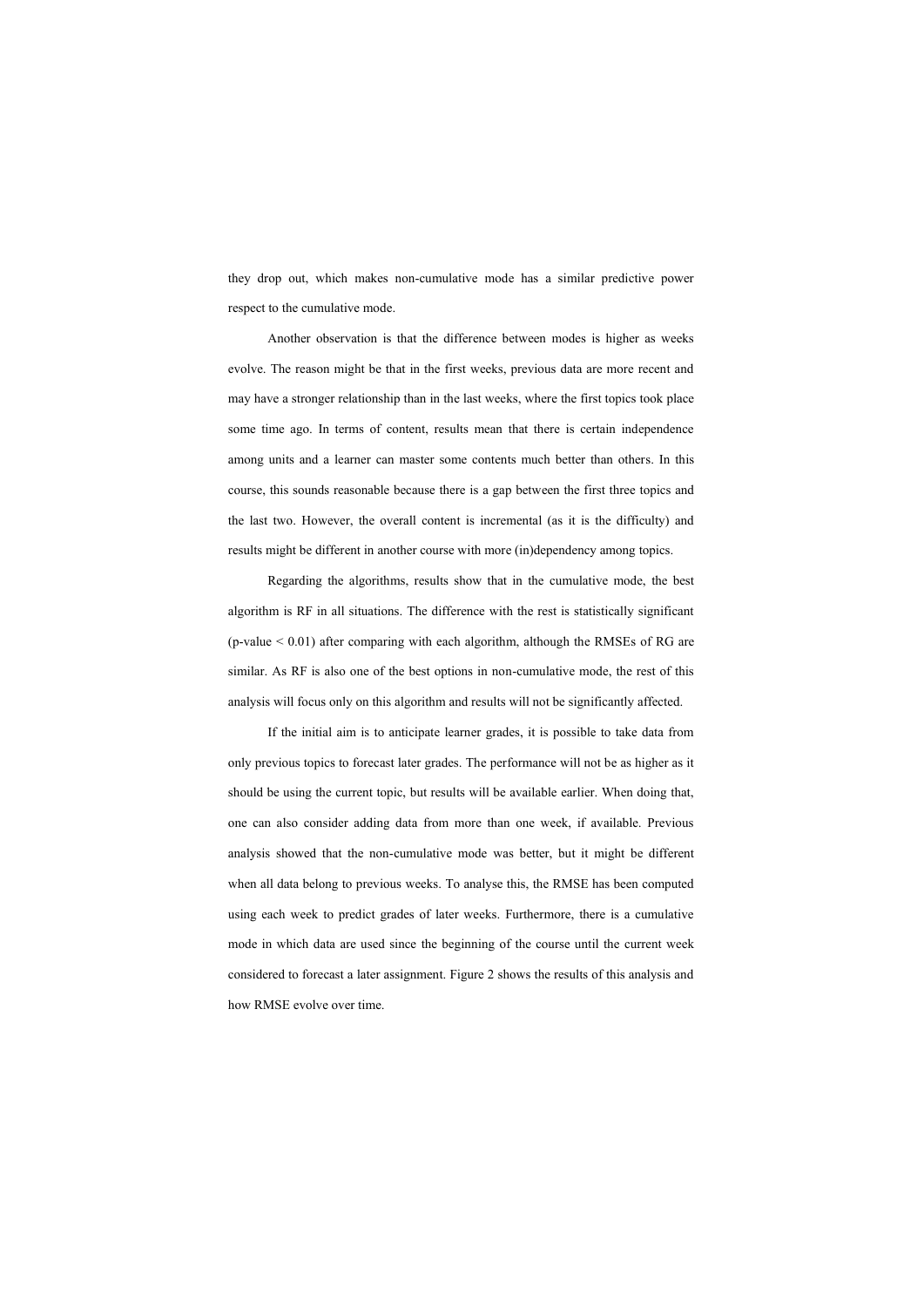they drop out, which makes non-cumulative mode has a similar predictive power respect to the cumulative mode.

Another observation is that the difference between modes is higher as weeks evolve. The reason might be that in the first weeks, previous data are more recent and may have a stronger relationship than in the last weeks, where the first topics took place some time ago. In terms of content, results mean that there is certain independence among units and a learner can master some contents much better than others. In this course, this sounds reasonable because there is a gap between the first three topics and the last two. However, the overall content is incremental (as it is the difficulty) and results might be different in another course with more (in)dependency among topics.

Regarding the algorithms, results show that in the cumulative mode, the best algorithm is RF in all situations. The difference with the rest is statistically significant (p-value $< 0.01$) after comparing with each algorithm, although the RMSEs of RG are similar. As RF is also one of the best options in non-cumulative mode, the rest of this analysis will focus only on this algorithm and results will not be significantly affected.

If the initial aim is to anticipate learner grades, it is possible to take data from only previous topics to forecast later grades. The performance will not be as higher as it should be using the current topic, but results will be available earlier. When doing that, one can also consider adding data from more than one week, if available. Previous analysis showed that the non-cumulative mode was better, but it might be different when all data belong to previous weeks. To analyse this, the RMSE has been computed using each week to predict grades of later weeks. Furthermore, there is a cumulative mode in which data are used since the beginning of the course until the current week considered to forecast a later assignment. Figure 2 shows the results of this analysis and how RMSE evolve over time.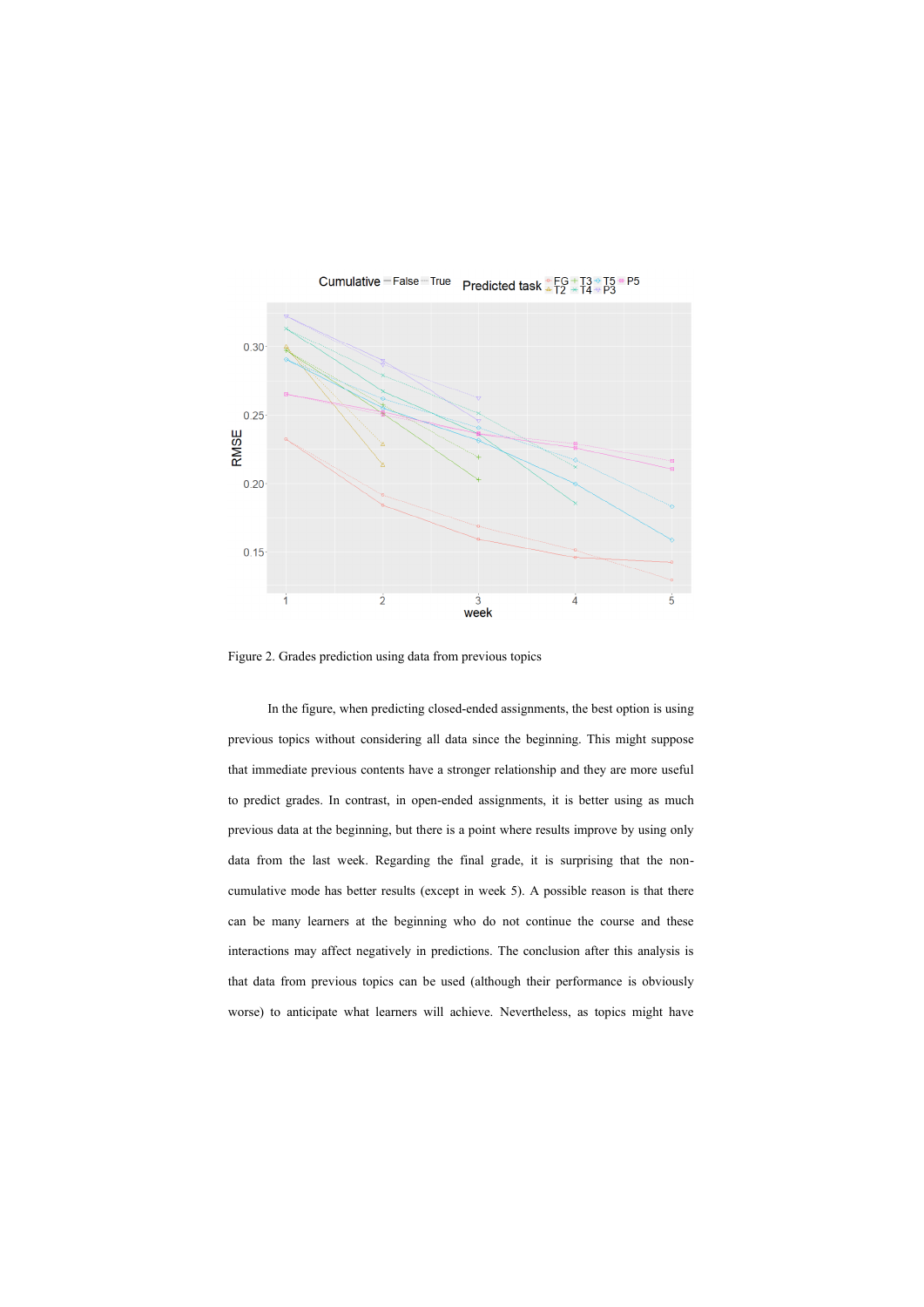Figure 2. Grades prediction using data from previous topics

In the figure, when predicting closed-ended assignments, the best option is using previous topics without considering all data since the beginning. This might suppose that immediate previous contents have a stronger relationship and they are more useful to predict grades. In contrast, in open-ended assignments, it is better using as much previous data at the beginning, but there is a point where results improve by using only data from the last week. Regarding the final grade, it is surprising that the non-cumulative mode has better results (except in week 5). A possible reason is that there can be many learners at the beginning who do not continue the course and these interactions may affect negatively in predictions. The conclusion after this analysis is that data from previous topics can be used (although their performance is obviously worse) to anticipate what learners will achieve. Nevertheless, as topics might have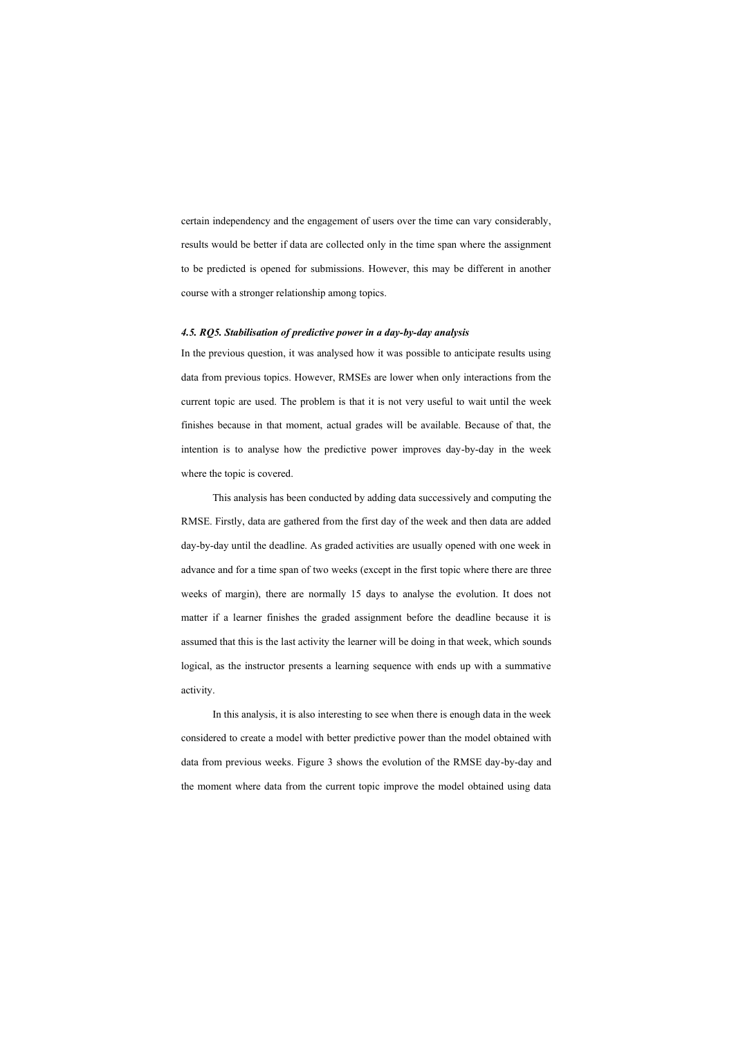certain independency and the engagement of users over the time can vary considerably, results would be better if data are collected only in the time span where the assignment to be predicted is opened for submissions. However, this may be different in another course with a stronger relationship among topics.

#### *4.5. RQ5. Stabilisation of predictive power in a day-by-day analysis*

In the previous question, it was analysed how it was possible to anticipate results using data from previous topics. However, RMSEs are lower when only interactions from the current topic are used. The problem is that it is not very useful to wait until the week finishes because in that moment, actual grades will be available. Because of that, the intention is to analyse how the predictive power improves day-by-day in the week where the topic is covered.

This analysis has been conducted by adding data successively and computing the RMSE. Firstly, data are gathered from the first day of the week and then data are added day-by-day until the deadline. As graded activities are usually opened with one week in advance and for a time span of two weeks (except in the first topic where there are three weeks of margin), there are normally 15 days to analyse the evolution. It does not matter if a learner finishes the graded assignment before the deadline because it is assumed that this is the last activity the learner will be doing in that week, which sounds logical, as the instructor presents a learning sequence with ends up with a summative activity.

In this analysis, it is also interesting to see when there is enough data in the week considered to create a model with better predictive power than the model obtained with data from previous weeks. Figure 3 shows the evolution of the RMSE day-by-day and the moment where data from the current topic improve the model obtained using data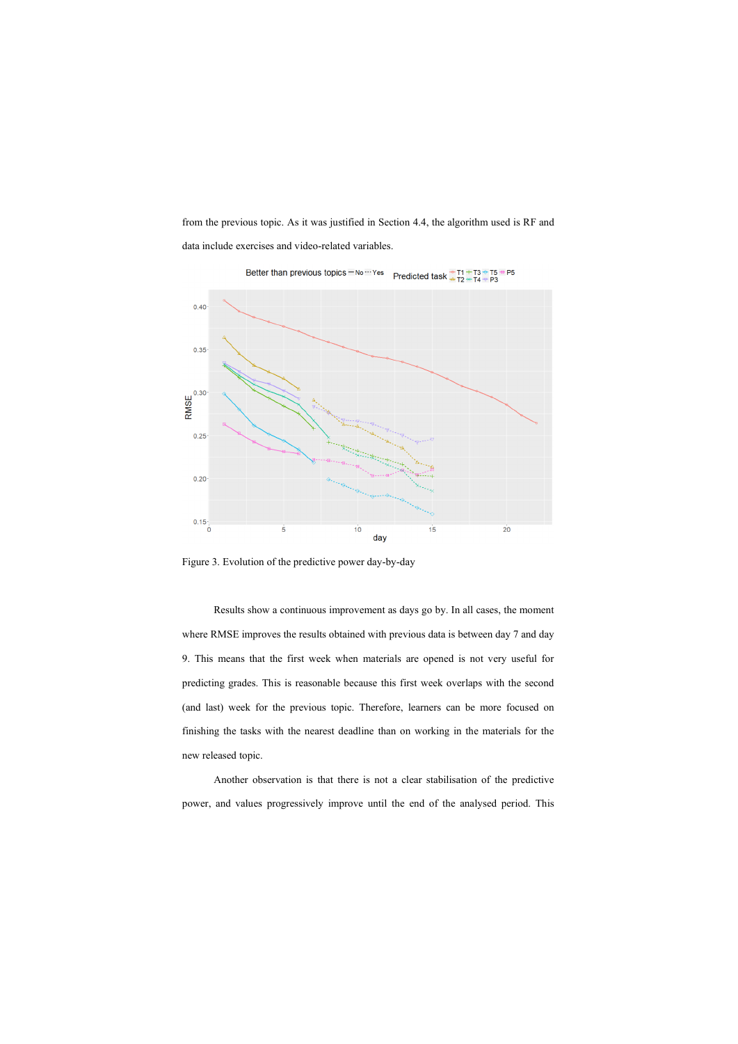from the previous topic. As it was justified in Section 4.4, the algorithm used is RF and data include exercises and video-related variables.

Figure 3. Evolution of the predictive power day-by-day

Results show a continuous improvement as days go by. In all cases, the moment where RMSE improves the results obtained with previous data is between day 7 and day 9. This means that the first week when materials are opened is not very useful for predicting grades. This is reasonable because this first week overlaps with the second (and last) week for the previous topic. Therefore, learners can be more focused on finishing the tasks with the nearest deadline than on working in the materials for the new released topic.

Another observation is that there is not a clear stabilisation of the predictive power, and values progressively improve until the end of the analysed period. This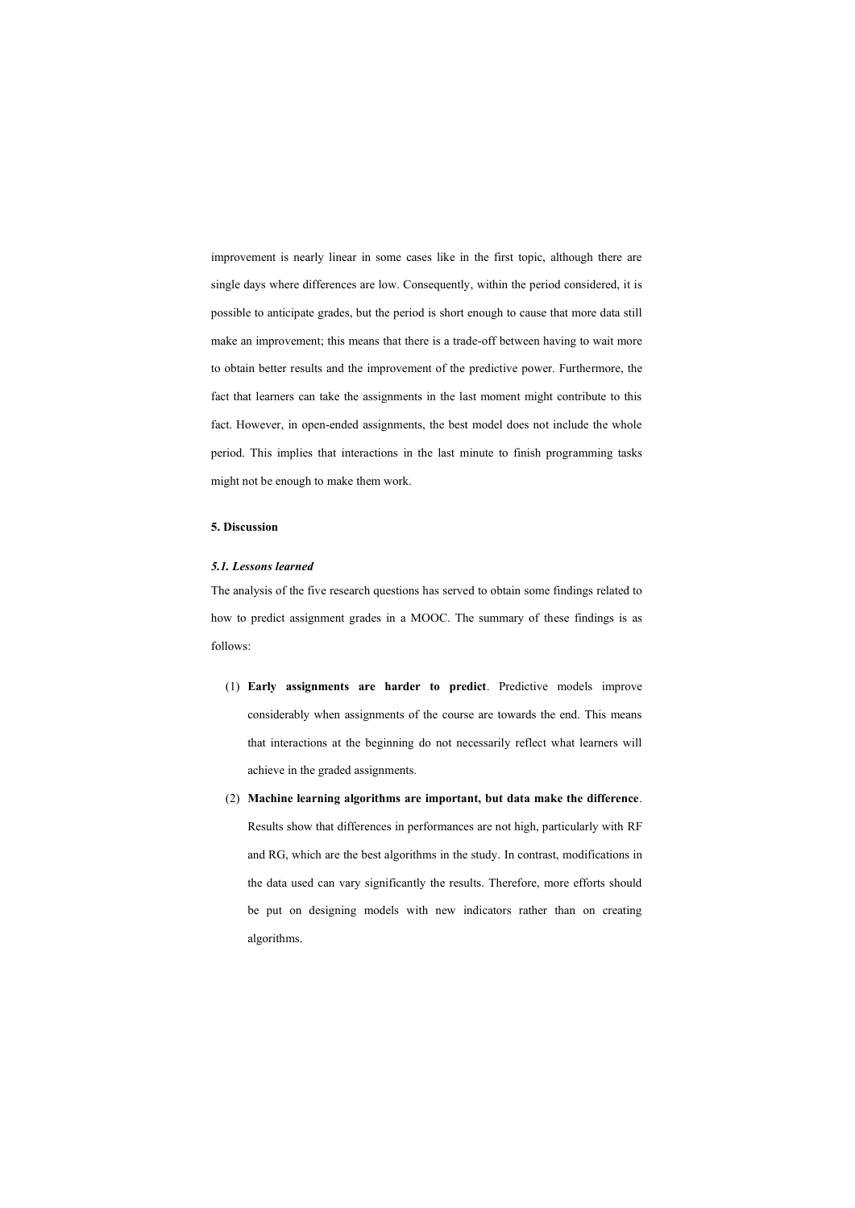improvement is nearly linear in some cases like in the first topic, although there are single days where differences are low. Consequently, within the period considered, it is possible to anticipate grades, but the period is short enough to cause that more data still make an improvement; this means that there is a trade-off between having to wait more to obtain better results and the improvement of the predictive power. Furthermore, the fact that learners can take the assignments in the last moment might contribute to this fact. However, in open-ended assignments, the best model does not include the whole period. This implies that interactions in the last minute to finish programming tasks might not be enough to make them work.

## 5. Discussion

### *5.1. Lessons learned*

The analysis of the five research questions has served to obtain some findings related to how to predict assignment grades in a MOOC. The summary of these findings is as follows:

(1) **Early assignments are harder to predict**. Predictive models improve considerably when assignments of the course are towards the end. This means that interactions at the beginning do not necessarily reflect what learners will achieve in the graded assignments.

(2) **Machine learning algorithms are important, but data make the difference**. Results show that differences in performances are not high, particularly with RF and RG, which are the best algorithms in the study. In contrast, modifications in the data used can vary significantly the results. Therefore, more efforts should be put on designing models with new indicators rather than on creating algorithms.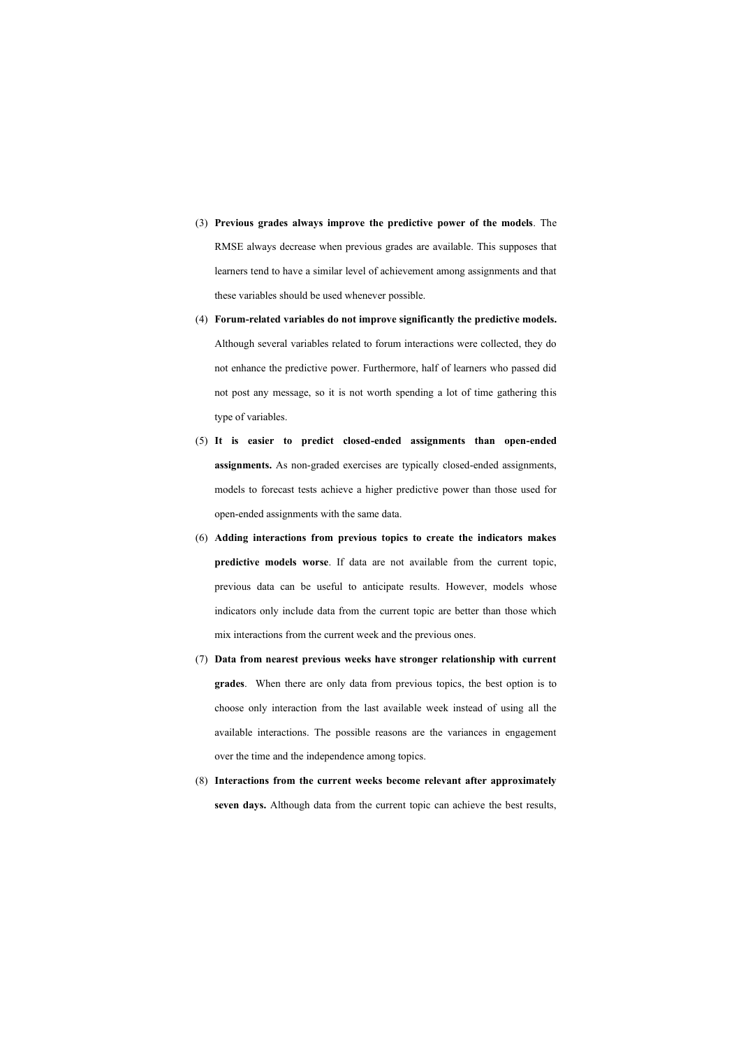(3) **Previous grades always improve the predictive power of the models**. The RMSE always decrease when previous grades are available. This supposes that learners tend to have a similar level of achievement among assignments and that these variables should be used whenever possible.

(4) **Forum-related variables do not improve significantly the predictive models.** Although several variables related to forum interactions were collected, they do not enhance the predictive power. Furthermore, half of learners who passed did not post any message, so it is not worth spending a lot of time gathering this type of variables.

(5) **It is easier to predict closed-ended assignments than open-ended assignments.** As non-graded exercises are typically closed-ended assignments, models to forecast tests achieve a higher predictive power than those used for open-ended assignments with the same data.

(6) **Adding interactions from previous topics to create the indicators makes predictive models worse**. If data are not available from the current topic, previous data can be useful to anticipate results. However, models whose indicators only include data from the current topic are better than those which mix interactions from the current week and the previous ones.

(7) **Data from nearest previous weeks have stronger relationship with current grades**. When there are only data from previous topics, the best option is to choose only interaction from the last available week instead of using all the available interactions. The possible reasons are the variances in engagement over the time and the independence among topics.

(8) **Interactions from the current weeks become relevant after approximately seven days.** Although data from the current topic can achieve the best results,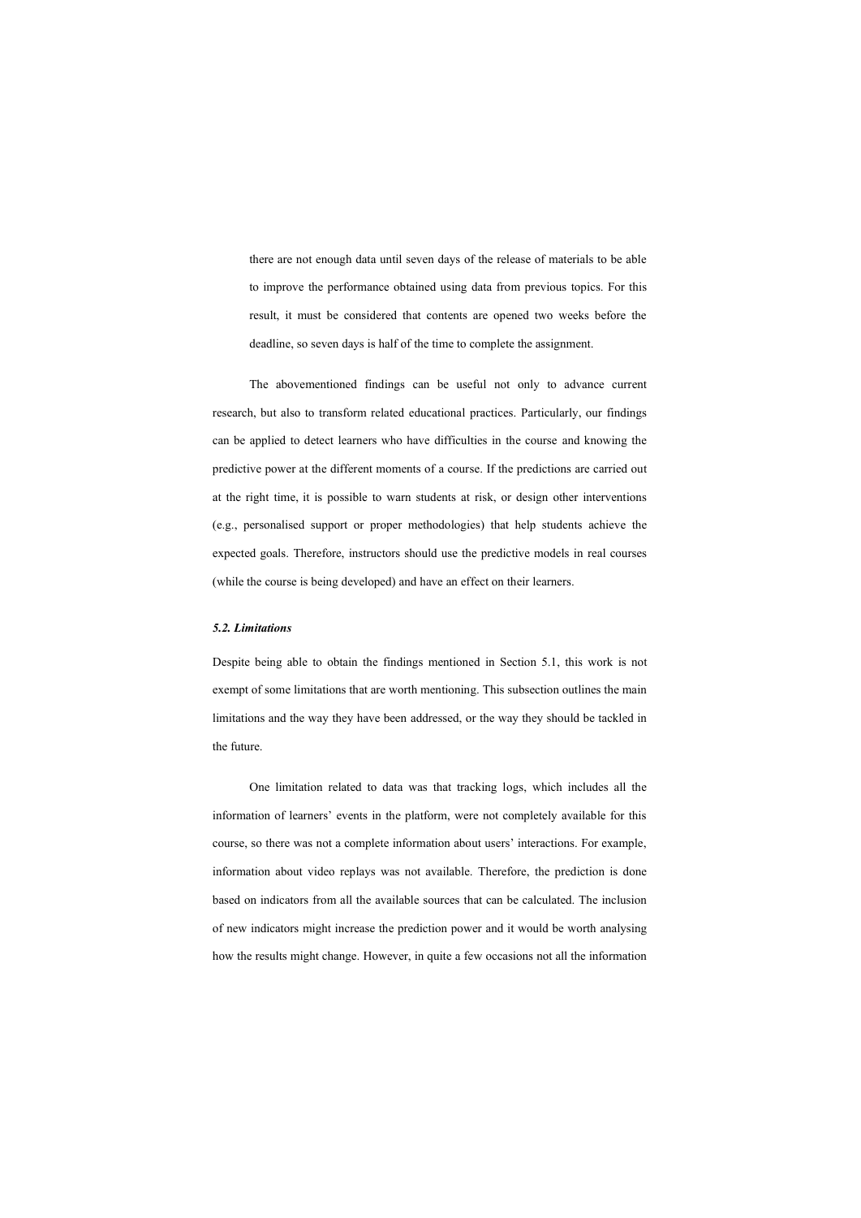there are not enough data until seven days of the release of materials to be able to improve the performance obtained using data from previous topics. For this result, it must be considered that contents are opened two weeks before the deadline, so seven days is half of the time to complete the assignment.

The abovementioned findings can be useful not only to advance current research, but also to transform related educational practices. Particularly, our findings can be applied to detect learners who have difficulties in the course and knowing the predictive power at the different moments of a course. If the predictions are carried out at the right time, it is possible to warn students at risk, or design other interventions (e.g., personalised support or proper methodologies) that help students achieve the expected goals. Therefore, instructors should use the predictive models in real courses (while the course is being developed) and have an effect on their learners.

### *5.2. Limitations*

Despite being able to obtain the findings mentioned in Section 5.1, this work is not exempt of some limitations that are worth mentioning. This subsection outlines the main limitations and the way they have been addressed, or the way they should be tackled in the future.

One limitation related to data was that tracking logs, which includes all the information of learners' events in the platform, were not completely available for this course, so there was not a complete information about users' interactions. For example, information about video replays was not available. Therefore, the prediction is done based on indicators from all the available sources that can be calculated. The inclusion of new indicators might increase the prediction power and it would be worth analysing how the results might change. However, in quite a few occasions not all the information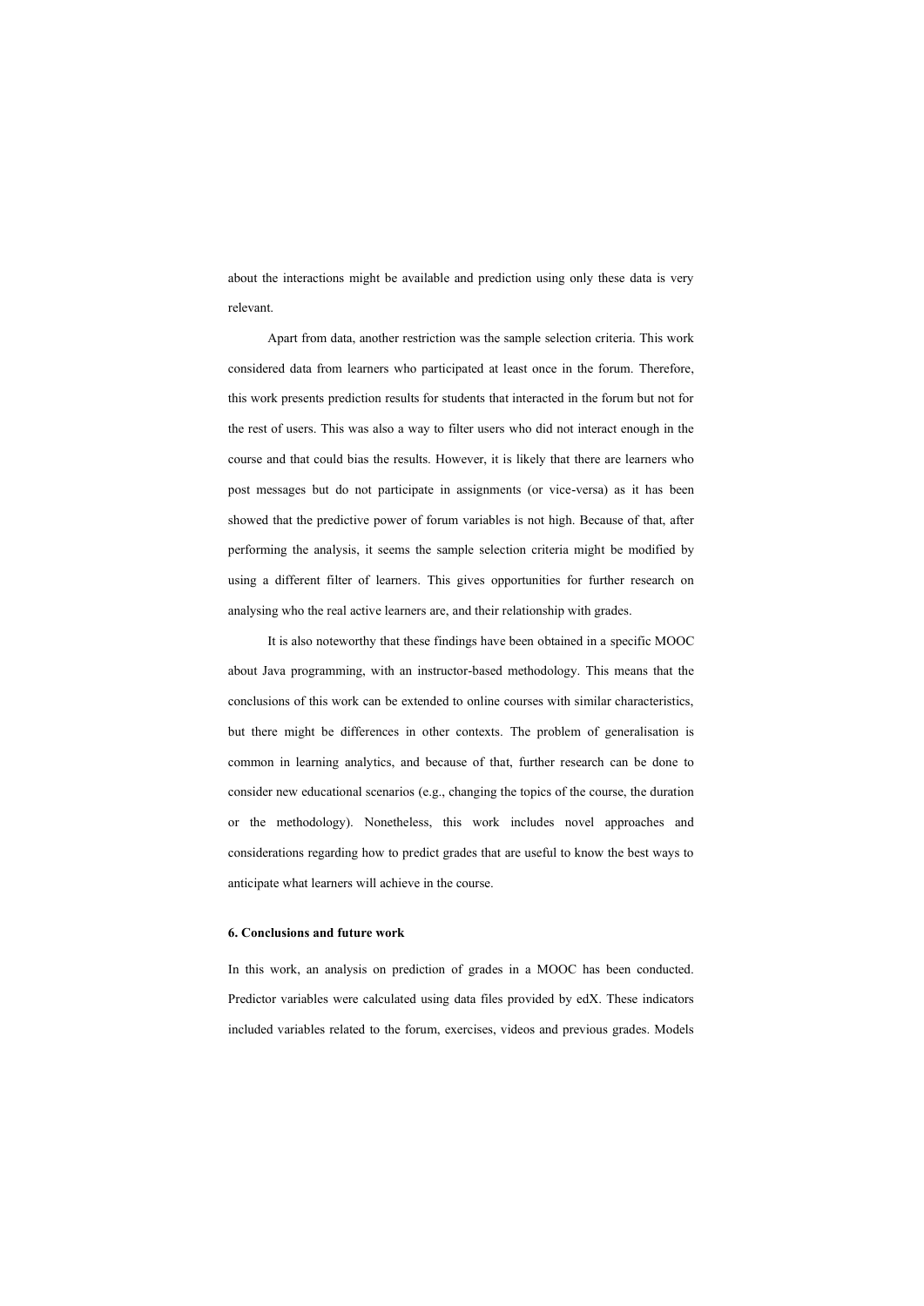about the interactions might be available and prediction using only these data is very relevant.

Apart from data, another restriction was the sample selection criteria. This work considered data from learners who participated at least once in the forum. Therefore, this work presents prediction results for students that interacted in the forum but not for the rest of users. This was also a way to filter users who did not interact enough in the course and that could bias the results. However, it is likely that there are learners who post messages but do not participate in assignments (or vice-versa) as it has been showed that the predictive power of forum variables is not high. Because of that, after performing the analysis, it seems the sample selection criteria might be modified by using a different filter of learners. This gives opportunities for further research on analysing who the real active learners are, and their relationship with grades.

It is also noteworthy that these findings have been obtained in a specific MOOC about Java programming, with an instructor-based methodology. This means that the conclusions of this work can be extended to online courses with similar characteristics, but there might be differences in other contexts. The problem of generalisation is common in learning analytics, and because of that, further research can be done to consider new educational scenarios (e.g., changing the topics of the course, the duration or the methodology). Nonetheless, this work includes novel approaches and considerations regarding how to predict grades that are useful to know the best ways to anticipate what learners will achieve in the course.

## 6. Conclusions and future work

In this work, an analysis on prediction of grades in a MOOC has been conducted. Predictor variables were calculated using data files provided by edX. These indicators included variables related to the forum, exercises, videos and previous grades. Models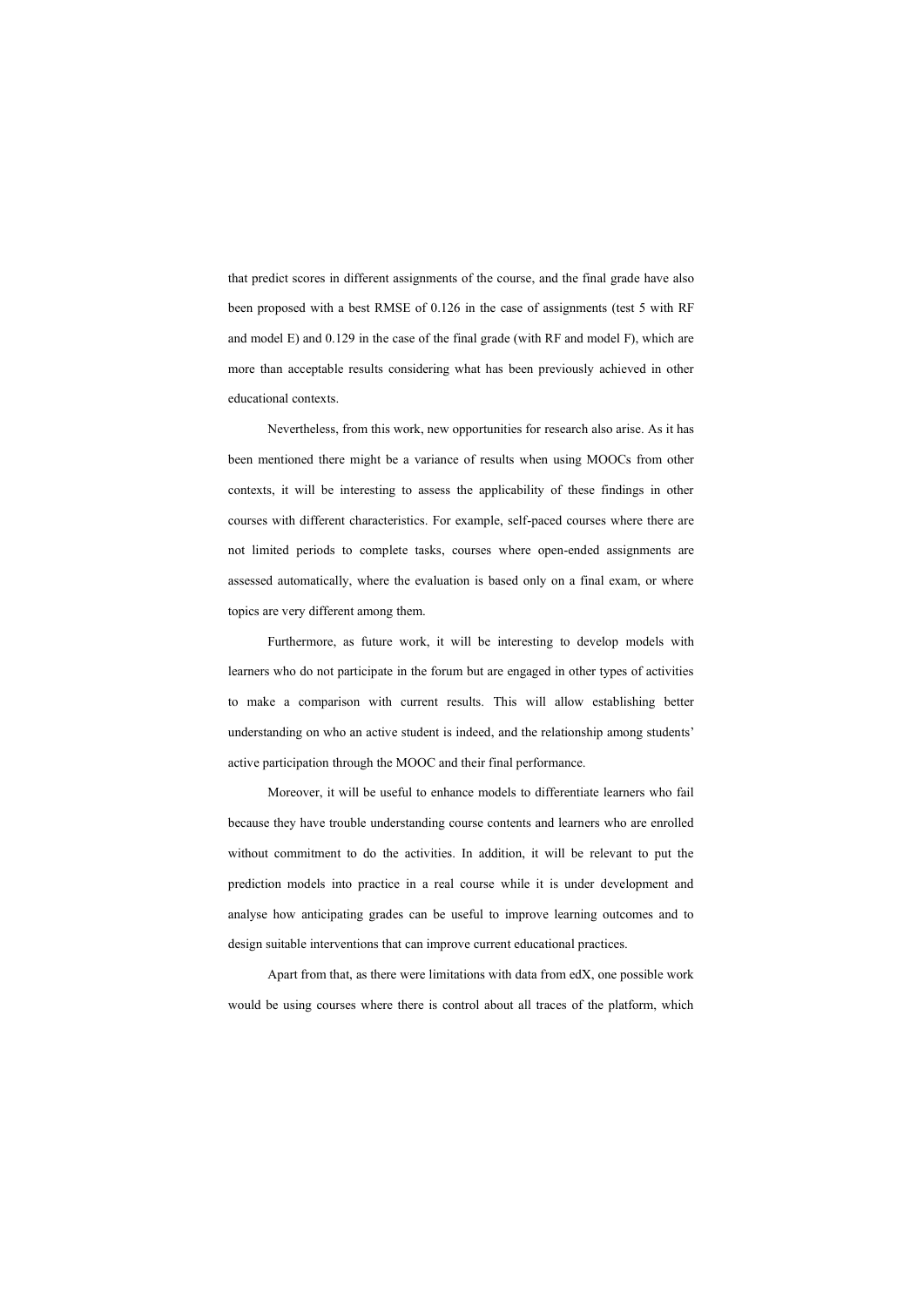that predict scores in different assignments of the course, and the final grade have also been proposed with a best RMSE of 0.126 in the case of assignments (test 5 with RF and model E) and 0.129 in the case of the final grade (with RF and model F), which are more than acceptable results considering what has been previously achieved in other educational contexts.

Nevertheless, from this work, new opportunities for research also arise. As it has been mentioned there might be a variance of results when using MOOCs from other contexts, it will be interesting to assess the applicability of these findings in other courses with different characteristics. For example, self-paced courses where there are not limited periods to complete tasks, courses where open-ended assignments are assessed automatically, where the evaluation is based only on a final exam, or where topics are very different among them.

Furthermore, as future work, it will be interesting to develop models with learners who do not participate in the forum but are engaged in other types of activities to make a comparison with current results. This will allow establishing better understanding on who an active student is indeed, and the relationship among students' active participation through the MOOC and their final performance.

Moreover, it will be useful to enhance models to differentiate learners who fail because they have trouble understanding course contents and learners who are enrolled without commitment to do the activities. In addition, it will be relevant to put the prediction models into practice in a real course while it is under development and analyse how anticipating grades can be useful to improve learning outcomes and to design suitable interventions that can improve current educational practices.

Apart from that, as there were limitations with data from edX, one possible work would be using courses where there is control about all traces of the platform, which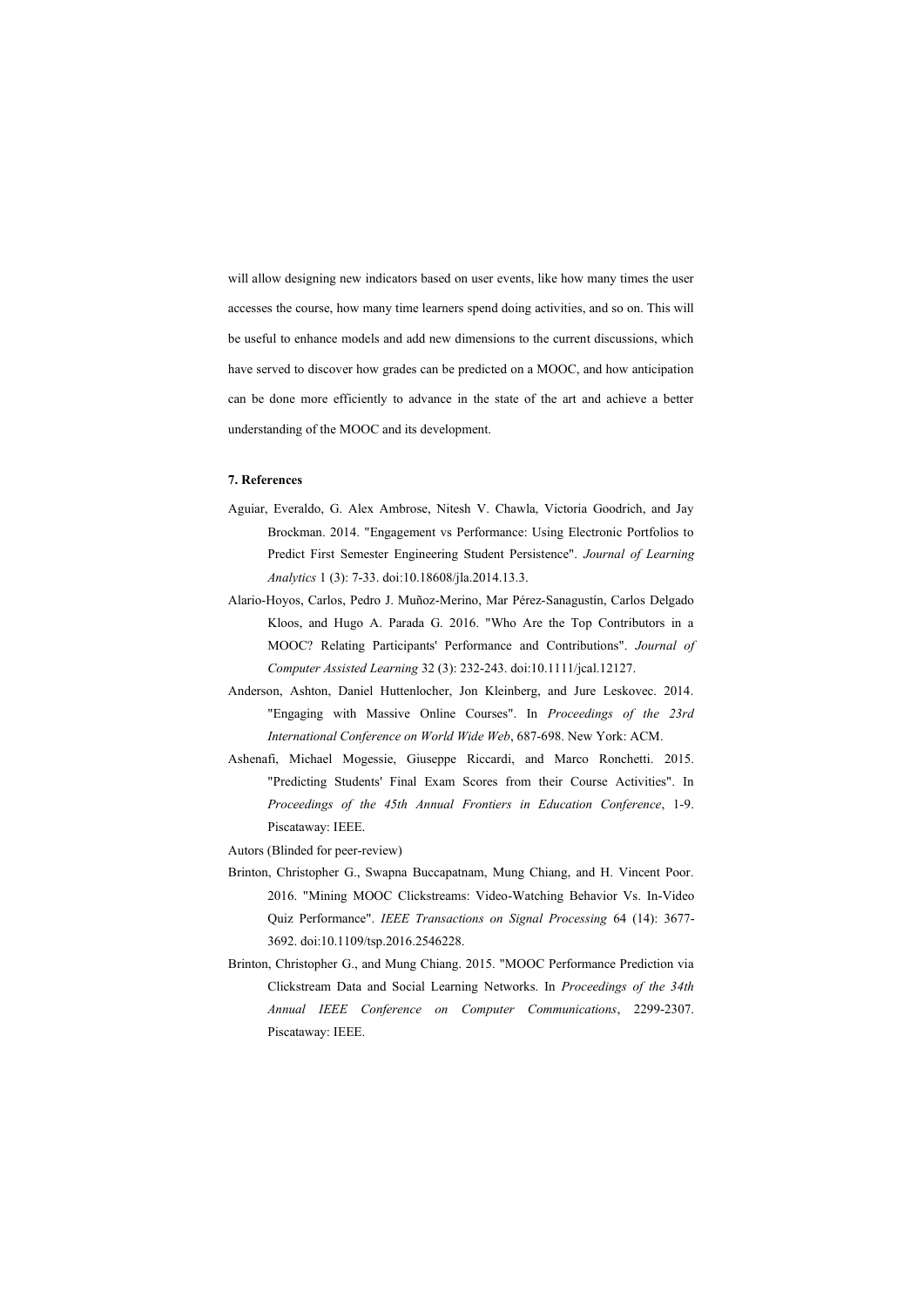will allow designing new indicators based on user events, like how many times the user accesses the course, how many time learners spend doing activities, and so on. This will be useful to enhance models and add new dimensions to the current discussions, which have served to discover how grades can be predicted on a MOOC, and how anticipation can be done more efficiently to advance in the state of the art and achieve a better understanding of the MOOC and its development.

**7. References**

Aguiar, Everaldo, G. Alex Ambrose, Nitesh V. Chawla, Victoria Goodrich, and Jay Brockman. 2014. "Engagement vs Performance: Using Electronic Portfolios to Predict First Semester Engineering Student Persistence". *Journal of Learning Analytics* 1 (3): 7-33. doi:10.18608/jla.2014.13.3.

Alario-Hoyos, Carlos, Pedro J. Muñoz-Merino, Mar Pérez-Sanagustín, Carlos Delgado Kloos, and Hugo A. Parada G. 2016. "Who Are the Top Contributors in a MOOC? Relating Participants' Performance and Contributions". *Journal of Computer Assisted Learning* 32 (3): 232-243. doi:10.1111/jcal.12127.

Anderson, Ashton, Daniel Huttenlocher, Jon Kleinberg, and Jure Leskovec. 2014. "Engaging with Massive Online Courses". In *Proceedings of the 23rd International Conference on World Wide Web*, 687-698. New York: ACM.

Ashenafi, Michael Mogessie, Giuseppe Riccardi, and Marco Ronchetti. 2015. "Predicting Students' Final Exam Scores from their Course Activities". In *Proceedings of the 45th Annual Frontiers in Education Conference*, 1-9. Piscataway: IEEE.

Autors (Blinded for peer-review)

Brinton, Christopher G., Swapna Buccapatnam, Mung Chiang, and H. Vincent Poor. 2016. "Mining MOOC Clickstreams: Video-Watching Behavior Vs. In-Video Quiz Performance". *IEEE Transactions on Signal Processing* 64 (14): 3677-3692. doi:10.1109/tsp.2016.2546228.

Brinton, Christopher G., and Mung Chiang. 2015. "MOOC Performance Prediction via Clickstream Data and Social Learning Networks. In *Proceedings of the 34th Annual IEEE Conference on Computer Communications*, 2299-2307. Piscataway: IEEE.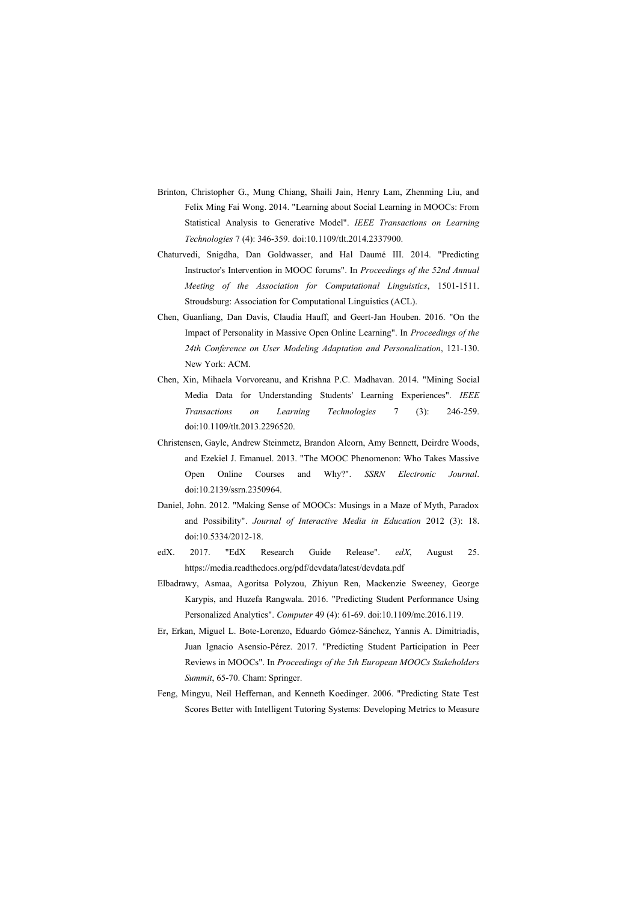Brinton, Christopher G., Mung Chiang, Shaili Jain, Henry Lam, Zhenming Liu, and Felix Ming Fai Wong. 2014. "Learning about Social Learning in MOOCs: From Statistical Analysis to Generative Model". *IEEE Transactions on Learning Technologies* 7 (4): 346-359. doi:10.1109/tlt.2014.2337900.

Chaturvedi, Snigdha, Dan Goldwasser, and Hal Daumé III. 2014. "Predicting Instructor's Intervention in MOOC forums". In *Proceedings of the 52nd Annual Meeting of the Association for Computational Linguistics*, 1501-1511. Stroudsburg: Association for Computational Linguistics (ACL).

Chen, Guanliang, Dan Davis, Claudia Hauff, and Geert-Jan Houben. 2016. "On the Impact of Personality in Massive Open Online Learning". In *Proceedings of the 24th Conference on User Modeling Adaptation and Personalization*, 121-130. New York: ACM.

Chen, Xin, Mihaela Vorvoreanu, and Krishna P.C. Madhavan. 2014. "Mining Social Media Data for Understanding Students' Learning Experiences". *IEEE Transactions on Learning Technologies* 7 (3): 246-259. doi:10.1109/tlt.2013.2296520.

Christensen, Gayle, Andrew Steinmetz, Brandon Alcorn, Amy Bennett, Deirdre Woods, and Ezekiel J. Emanuel. 2013. "The MOOC Phenomenon: Who Takes Massive Open Online Courses and Why?". *SSRN Electronic Journal*. doi:10.2139/ssrn.2350964.

Daniel, John. 2012. "Making Sense of MOOCs: Musings in a Maze of Myth, Paradox and Possibility". *Journal of Interactive Media in Education* 2012 (3): 18. doi:10.5334/2012-18.

edX. 2017. "EdX Research Guide Release". *edX*, August 25. https://media.readthedocs.org/pdf/devdata/latest/devdata.pdf

Elbadrawy, Asmaa, Agoritsa Polyzou, Zhiyun Ren, Mackenzie Sweeney, George Karypis, and Huzefa Rangwala. 2016. "Predicting Student Performance Using Personalized Analytics". *Computer* 49 (4): 61-69. doi:10.1109/mc.2016.119.

Er, Erkan, Miguel L. Bote-Lorenzo, Eduardo Gómez-Sánchez, Yannis A. Dimitriadis, Juan Ignacio Asensio-Pérez. 2017. "Predicting Student Participation in Peer Reviews in MOOCs". In *Proceedings of the 5th European MOOCs Stakeholders Summit*, 65-70. Cham: Springer.

Feng, Mingyu, Neil Heffernan, and Kenneth Koedinger. 2006. "Predicting State Test Scores Better with Intelligent Tutoring Systems: Developing Metrics to Measure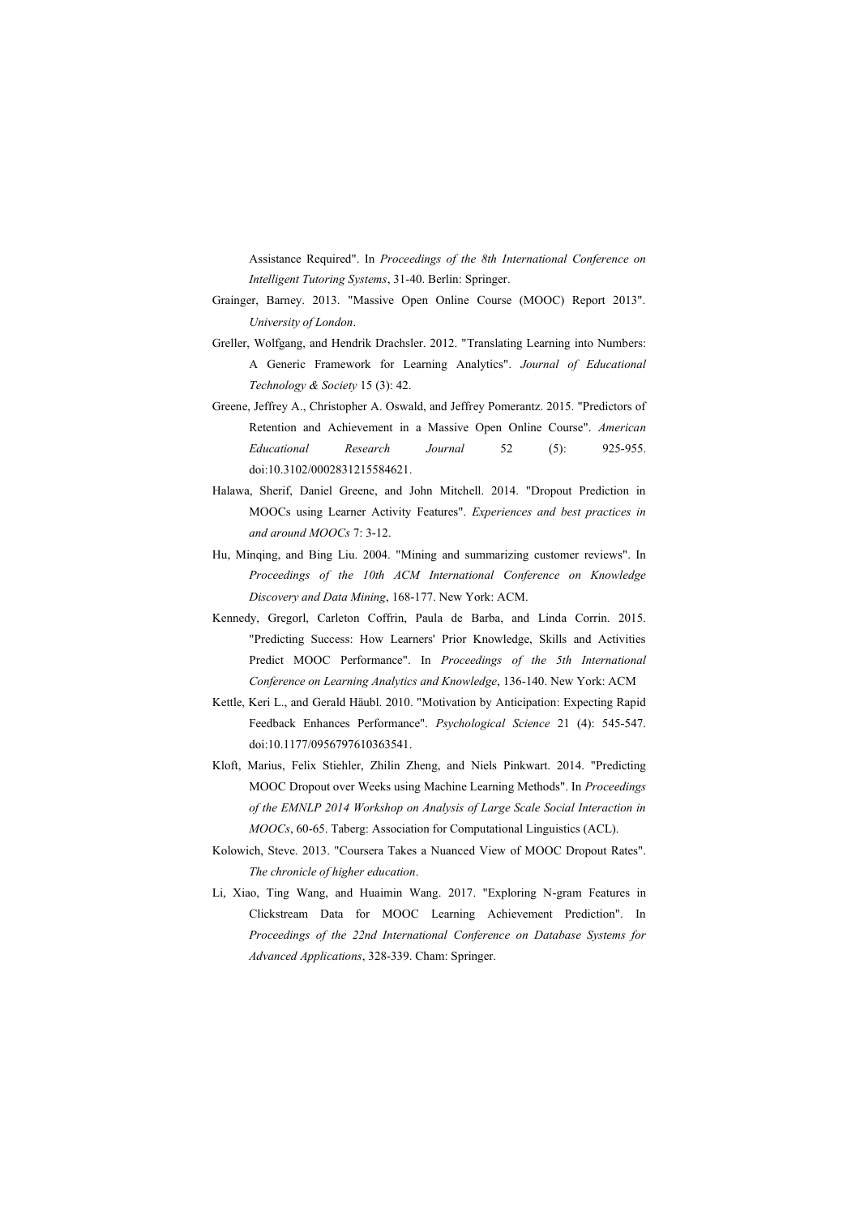Assistance Required". In *Proceedings of the 8th International Conference on Intelligent Tutoring Systems*, 31-40. Berlin: Springer.

Grainger, Barney. 2013. "Massive Open Online Course (MOOC) Report 2013". *University of London*.

Greller, Wolfgang, and Hendrik Drachsler. 2012. "Translating Learning into Numbers: A Generic Framework for Learning Analytics". *Journal of Educational Technology & Society* 15 (3): 42.

Greene, Jeffrey A., Christopher A. Oswald, and Jeffrey Pomerantz. 2015. "Predictors of Retention and Achievement in a Massive Open Online Course". *American Educational Research Journal* 52 (5): 925-955. doi:10.3102/0002831215584621.

Halawa, Sherif, Daniel Greene, and John Mitchell. 2014. "Dropout Prediction in MOOCs using Learner Activity Features". *Experiences and best practices in and around MOOCs* 7: 3-12.

Hu, Minqing, and Bing Liu. 2004. "Mining and summarizing customer reviews". In *Proceedings of the 10th ACM International Conference on Knowledge Discovery and Data Mining*, 168-177. New York: ACM.

Kennedy, Gregorl, Carleton Coffrin, Paula de Barba, and Linda Corrin. 2015. "Predicting Success: How Learners' Prior Knowledge, Skills and Activities Predict MOOC Performance". In *Proceedings of the 5th International Conference on Learning Analytics and Knowledge*, 136-140. New York: ACM

Kettle, Keri L., and Gerald Häubl. 2010. "Motivation by Anticipation: Expecting Rapid Feedback Enhances Performance". *Psychological Science* 21 (4): 545-547. doi:10.1177/0956797610363541.

Kloft, Marius, Felix Stiehler, Zhilin Zheng, and Niels Pinkwart. 2014. "Predicting MOOC Dropout over Weeks using Machine Learning Methods". In *Proceedings of the EMNLP 2014 Workshop on Analysis of Large Scale Social Interaction in MOOCs*, 60-65. Taberg: Association for Computational Linguistics (ACL).

Kolowich, Steve. 2013. "Coursera Takes a Nuanced View of MOOC Dropout Rates". *The chronicle of higher education*.

Li, Xiao, Ting Wang, and Huaimin Wang. 2017. "Exploring N-gram Features in Clickstream Data for MOOC Learning Achievement Prediction". In *Proceedings of the 22nd International Conference on Database Systems for Advanced Applications*, 328-339. Cham: Springer.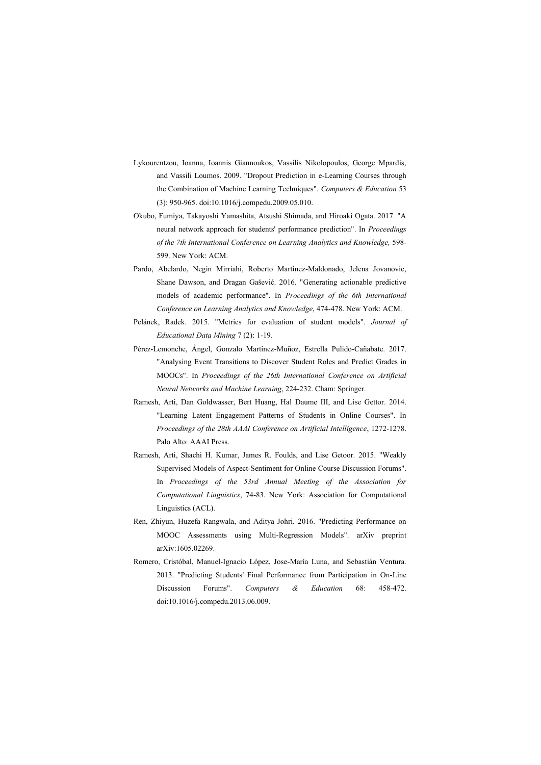Lykourentzou, Ioanna, Ioannis Giannoukos, Vassilis Nikolopoulos, George Mpardis, and Vassili Loumos. 2009. "Dropout Prediction in e-Learning Courses through the Combination of Machine Learning Techniques". *Computers & Education* 53 (3): 950-965. doi:10.1016/j.compedu.2009.05.010.

Okubo, Fumiya, Takayoshi Yamashita, Atsushi Shimada, and Hiroaki Ogata. 2017. "A neural network approach for students' performance prediction". In *Proceedings of the 7th International Conference on Learning Analytics and Knowledge,* 598-599. New York: ACM.

Pardo, Abelardo, Negin Mirriahi, Roberto Martinez-Maldonado, Jelena Jovanovic, Shane Dawson, and Dragan Gašević. 2016. "Generating actionable predictive models of academic performance". In *Proceedings of the 6th International Conference on Learning Analytics and Knowledge*, 474-478. New York: ACM.

Pelánek, Radek. 2015. "Metrics for evaluation of student models". *Journal of Educational Data Mining* 7 (2): 1-19.

Pérez-Lemonche, Ángel, Gonzalo Martínez-Muñoz, Estrella Pulido-Cañabate. 2017. "Analysing Event Transitions to Discover Student Roles and Predict Grades in MOOCs". In *Proceedings of the 26th International Conference on Artificial Neural Networks and Machine Learning*, 224-232. Cham: Springer.

Ramesh, Arti, Dan Goldwasser, Bert Huang, Hal Daume III, and Lise Gettor. 2014. "Learning Latent Engagement Patterns of Students in Online Courses". In *Proceedings of the 28th AAAI Conference on Artificial Intelligence*, 1272-1278. Palo Alto: AAAI Press.

Ramesh, Arti, Shachi H. Kumar, James R. Foulds, and Lise Getoor. 2015. "Weakly Supervised Models of Aspect-Sentiment for Online Course Discussion Forums". In *Proceedings of the 53rd Annual Meeting of the Association for Computational Linguistics*, 74-83. New York: Association for Computational Linguistics (ACL).

Ren, Zhiyun, Huzefa Rangwala, and Aditya Johri. 2016. "Predicting Performance on MOOC Assessments using Multi-Regression Models". arXiv preprint arXiv:1605.02269.

Romero, Cristóbal, Manuel-Ignacio López, Jose-María Luna, and Sebastián Ventura. 2013. "Predicting Students' Final Performance from Participation in On-Line Discussion Forums". *Computers & Education* 68: 458-472. doi:10.1016/j.compedu.2013.06.009.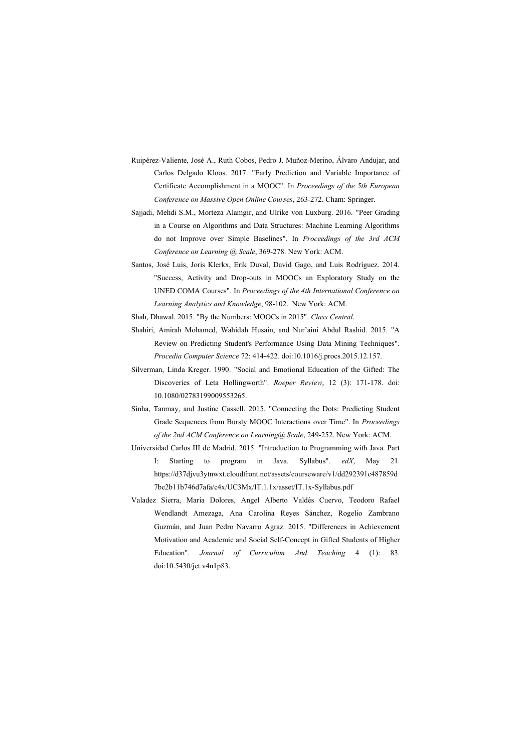Ruipérez-Valiente, José A., Ruth Cobos, Pedro J. Muñoz-Merino, Álvaro Andujar, and Carlos Delgado Kloos. 2017. "Early Prediction and Variable Importance of Certificate Accomplishment in a MOOC". In *Proceedings of the 5th European Conference on Massive Open Online Courses*, 263-272. Cham: Springer.

Sajjadi, Mehdi S.M., Morteza Alamgir, and Ulrike von Luxburg. 2016. "Peer Grading in a Course on Algorithms and Data Structures: Machine Learning Algorithms do not Improve over Simple Baselines". In *Proceedings of the 3rd ACM Conference on Learning @ Scale*, 369-278. New York: ACM.

Santos, José Luis, Joris Klerkx, Erik Duval, David Gago, and Luis Rodríguez. 2014. "Success, Activity and Drop-outs in MOOCs an Exploratory Study on the UNED COMA Courses". In *Proceedings of the 4th International Conference on Learning Analytics and Knowledge*, 98-102. New York: ACM.

Shah, Dhawal. 2015. "By the Numbers: MOOCs in 2015". *Class Central*.

Shahiri, Amirah Mohamed, Wahidah Husain, and Nur'aini Abdul Rashid. 2015. "A Review on Predicting Student's Performance Using Data Mining Techniques". *Procedia Computer Science* 72: 414-422. doi:10.1016/j.procs.2015.12.157.

Silverman, Linda Kreger. 1990. "Social and Emotional Education of the Gifted: The Discoveries of Leta Hollingworth". *Roeper Review*, 12 (3): 171-178. doi: 10.1080/02783199009553265.

Sinha, Tanmay, and Justine Cassell. 2015. "Connecting the Dots: Predicting Student Grade Sequences from Bursty MOOC Interactions over Time". In *Proceedings of the 2nd ACM Conference on Learning@ Scale*, 249-252. New York: ACM.

Universidad Carlos III de Madrid. 2015. "Introduction to Programming with Java. Part I: Starting to program in Java. Syllabus". *edX*, May 21. https://d37djvu3ytnwxt.cloudfront.net/assets/courseware/v1/dd292391c487859d7be2b11b746d7afa/c4x/UC3Mx/IT.1.1x/asset/IT.1x-Syllabus.pdf

Valadez Sierra, María Dolores, Angel Alberto Valdés Cuervo, Teodoro Rafael Wendlandt Amezaga, Ana Carolina Reyes Sánchez, Rogelio Zambrano Guzmán, and Juan Pedro Navarro Agraz. 2015. "Differences in Achievement Motivation and Academic and Social Self-Concept in Gifted Students of Higher Education". *Journal of Curriculum And Teaching* 4 (1): 83. doi:10.5430/jct.v4n1p83.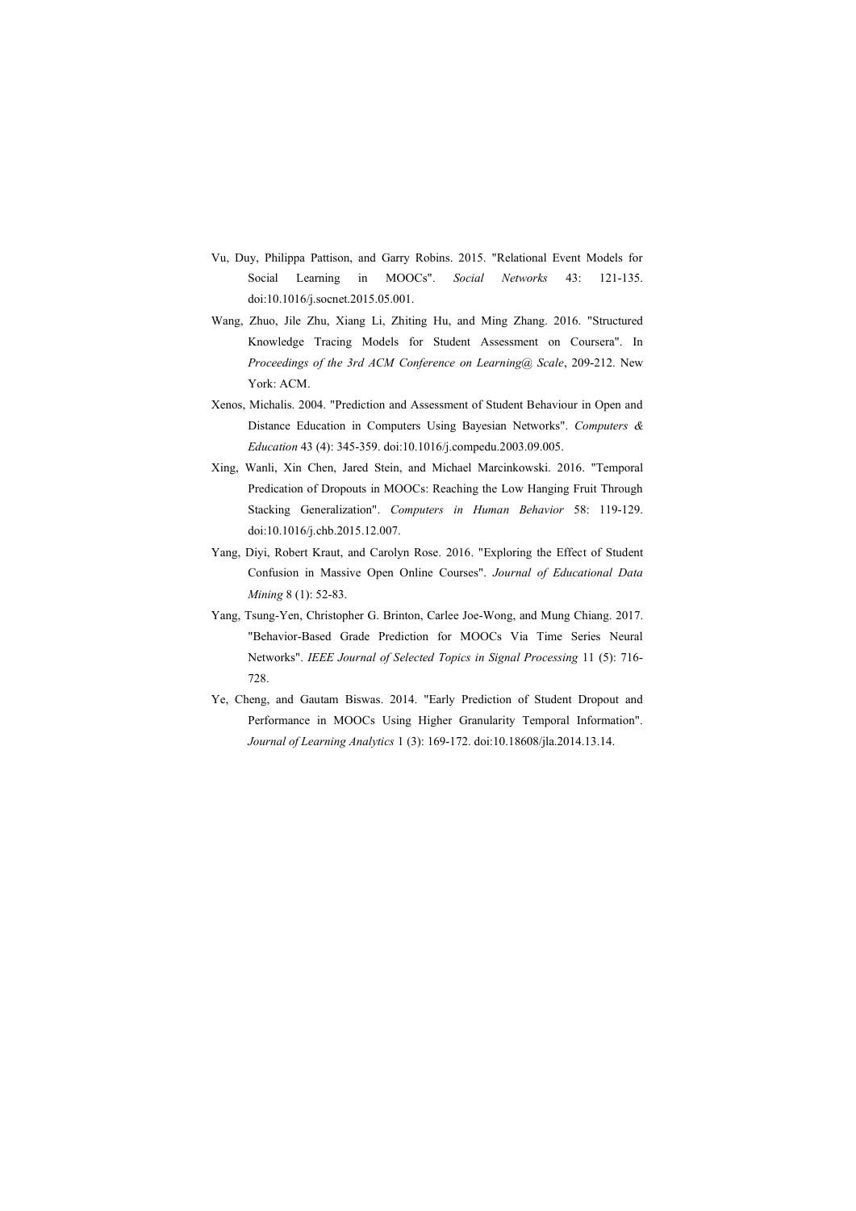Vu, Duy, Philippa Pattison, and Garry Robins. 2015. "Relational Event Models for Social Learning in MOOCs". *Social Networks* 43: 121-135. doi:10.1016/j.socnet.2015.05.001.

Wang, Zhuo, Jile Zhu, Xiang Li, Zhiting Hu, and Ming Zhang. 2016. "Structured Knowledge Tracing Models for Student Assessment on Coursera". In *Proceedings of the 3rd ACM Conference on Learning@ Scale*, 209-212. New York: ACM.

Xenos, Michalis. 2004. "Prediction and Assessment of Student Behaviour in Open and Distance Education in Computers Using Bayesian Networks". *Computers & Education* 43 (4): 345-359. doi:10.1016/j.compedu.2003.09.005.

Xing, Wanli, Xin Chen, Jared Stein, and Michael Marcinkowski. 2016. "Temporal Predication of Dropouts in MOOCs: Reaching the Low Hanging Fruit Through Stacking Generalization". *Computers in Human Behavior* 58: 119-129. doi:10.1016/j.chb.2015.12.007.

Yang, Diyi, Robert Kraut, and Carolyn Rose. 2016. "Exploring the Effect of Student Confusion in Massive Open Online Courses". *Journal of Educational Data Mining* 8 (1): 52-83.

Yang, Tsung-Yen, Christopher G. Brinton, Carlee Joe-Wong, and Mung Chiang. 2017. "Behavior-Based Grade Prediction for MOOCs Via Time Series Neural Networks". *IEEE Journal of Selected Topics in Signal Processing* 11 (5): 716-728.

Ye, Cheng, and Gautam Biswas. 2014. "Early Prediction of Student Dropout and Performance in MOOCs Using Higher Granularity Temporal Information". *Journal of Learning Analytics* 1 (3): 169-172. doi:10.18608/jla.2014.13.14.